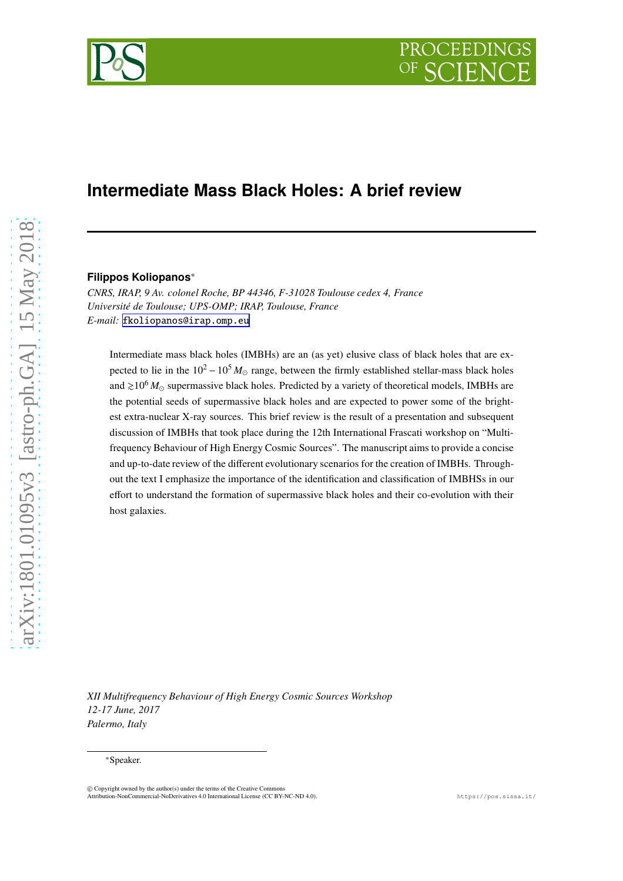# Intermediate Mass Black Holes: A brief review

**Filippos Koliopanos**[*]

*CNRS, IRAP, 9 Av. colonel Roche, BP 44346, F-31028 Toulouse cedex 4, France*
*Université de Toulouse; UPS-OMP; IRAP, Toulouse, France*
*E-mail:* fkoliopanos@irap.omp.eu

Intermediate mass black holes (IMBHs) are an (as yet) elusive class of black holes that are expected to lie in the $10^2 - 10^5\, M_{\odot}$ range, between the firmly established stellar-mass black holes and $\gtrsim 10^6\, M_{\odot}$ supermassive black holes. Predicted by a variety of theoretical models, IMBHs are the potential seeds of supermassive black holes and are expected to power some of the brightest extra-nuclear X-ray sources. This brief review is the result of a presentation and subsequent discussion of IMBHs that took place during the 12th International Frascati workshop on "Multifrequency Behaviour of High Energy Cosmic Sources". The manuscript aims to provide a concise and up-to-date review of the different evolutionary scenarios for the creation of IMBHs. Throughout the text I emphasize the importance of the identification and classification of IMBHSs in our effort to understand the formation of supermassive black holes and their co-evolution with their host galaxies.

*XII Multifrequency Behaviour of High Energy Cosmic Sources Workshop*
*12-17 June, 2017*
*Palermo, Italy*

[*]Speaker.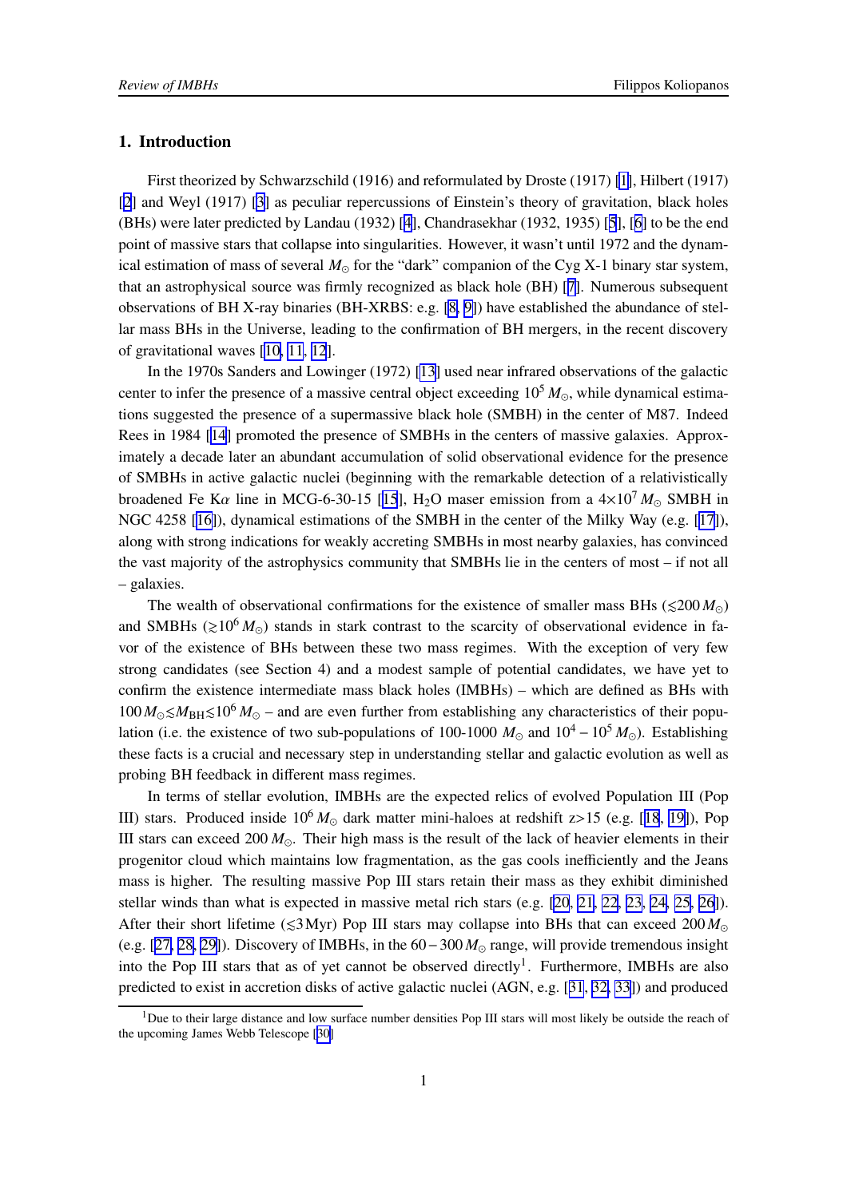## 1. Introduction

First theorized by Schwarzschild (1916) and reformulated by Droste (1917) [[1]], Hilbert (1917) [[2]] and Weyl (1917) [[3]] as peculiar repercussions of Einstein's theory of gravitation, black holes (BHs) were later predicted by Landau (1932) [[4]], Chandrasekhar (1932, 1935) [[5]], [[6]] to be the end point of massive stars that collapse into singularities. However, it wasn't until 1972 and the dynamical estimation of mass of several $M_{\odot}$ for the "dark" companion of the Cyg X-1 binary star system, that an astrophysical source was firmly recognized as black hole (BH) [[7]]. Numerous subsequent observations of BH X-ray binaries (BH-XRBS: e.g. [[8, 9]]) have established the abundance of stellar mass BHs in the Universe, leading to the confirmation of BH mergers, in the recent discovery of gravitational waves [[10, 11, 12]].

In the 1970s Sanders and Lowinger (1972) [[13]] used near infrared observations of the galactic center to infer the presence of a massive central object exceeding $10^5\,M_{\odot}$, while dynamical estimations suggested the presence of a supermassive black hole (SMBH) in the center of M87. Indeed Rees in 1984 [[14]] promoted the presence of SMBHs in the centers of massive galaxies. Approximately a decade later an abundant accumulation of solid observational evidence for the presence of SMBHs in active galactic nuclei (beginning with the remarkable detection of a relativistically broadened Fe K$\alpha$ line in MCG-6-30-15 [[15]], $H_2O$ maser emission from a $4\times10^7\,M_{\odot}$ SMBH in NGC 4258 [[16]]), dynamical estimations of the SMBH in the center of the Milky Way (e.g. [[17]]), along with strong indications for weakly accreting SMBHs in most nearby galaxies, has convinced the vast majority of the astrophysics community that SMBHs lie in the centers of most – if not all – galaxies.

The wealth of observational confirmations for the existence of smaller mass BHs ($\lesssim$200$\,M_{\odot}$) and SMBHs ($\gtrsim$$10^6\,M_{\odot}$) stands in stark contrast to the scarcity of observational evidence in favor of the existence of BHs between these two mass regimes. With the exception of very few strong candidates (see Section 4) and a modest sample of potential candidates, we have yet to confirm the existence intermediate mass black holes (IMBHs) – which are defined as BHs with $100\,M_{\odot}\lesssim M_{\rm BH}\lesssim 10^6\,M_{\odot}$ – and are even further from establishing any characteristics of their population (i.e. the existence of two sub-populations of 100-1000 $M_{\odot}$ and $10^4$ – $10^5\,M_{\odot}$). Establishing these facts is a crucial and necessary step in understanding stellar and galactic evolution as well as probing BH feedback in different mass regimes.

In terms of stellar evolution, IMBHs are the expected relics of evolved Population III (Pop III) stars. Produced inside $10^6\,M_{\odot}$ dark matter mini-haloes at redshift z>15 (e.g. [[18, 19]]), Pop III stars can exceed 200$\,M_{\odot}$. Their high mass is the result of the lack of heavier elements in their progenitor cloud which maintains low fragmentation, as the gas cools inefficiently and the Jeans mass is higher. The resulting massive Pop III stars retain their mass as they exhibit diminished stellar winds than what is expected in massive metal rich stars (e.g. [[20, 21, 22, 23, 24, 25, 26]]). After their short lifetime ($\lesssim$3 Myr) Pop III stars may collapse into BHs that can exceed 200$\,M_{\odot}$ (e.g. [[27, 28, 29]]). Discovery of IMBHs, in the $60-300\,M_{\odot}$ range, will provide tremendous insight into the Pop III stars that as of yet cannot be observed directly[1]. Furthermore, IMBHs are also predicted to exist in accretion disks of active galactic nuclei (AGN, e.g. [[31, 32, 33]]) and produced

[1] Due to their large distance and low surface number densities Pop III stars will most likely be outside the reach of the upcoming James Webb Telescope [[30]]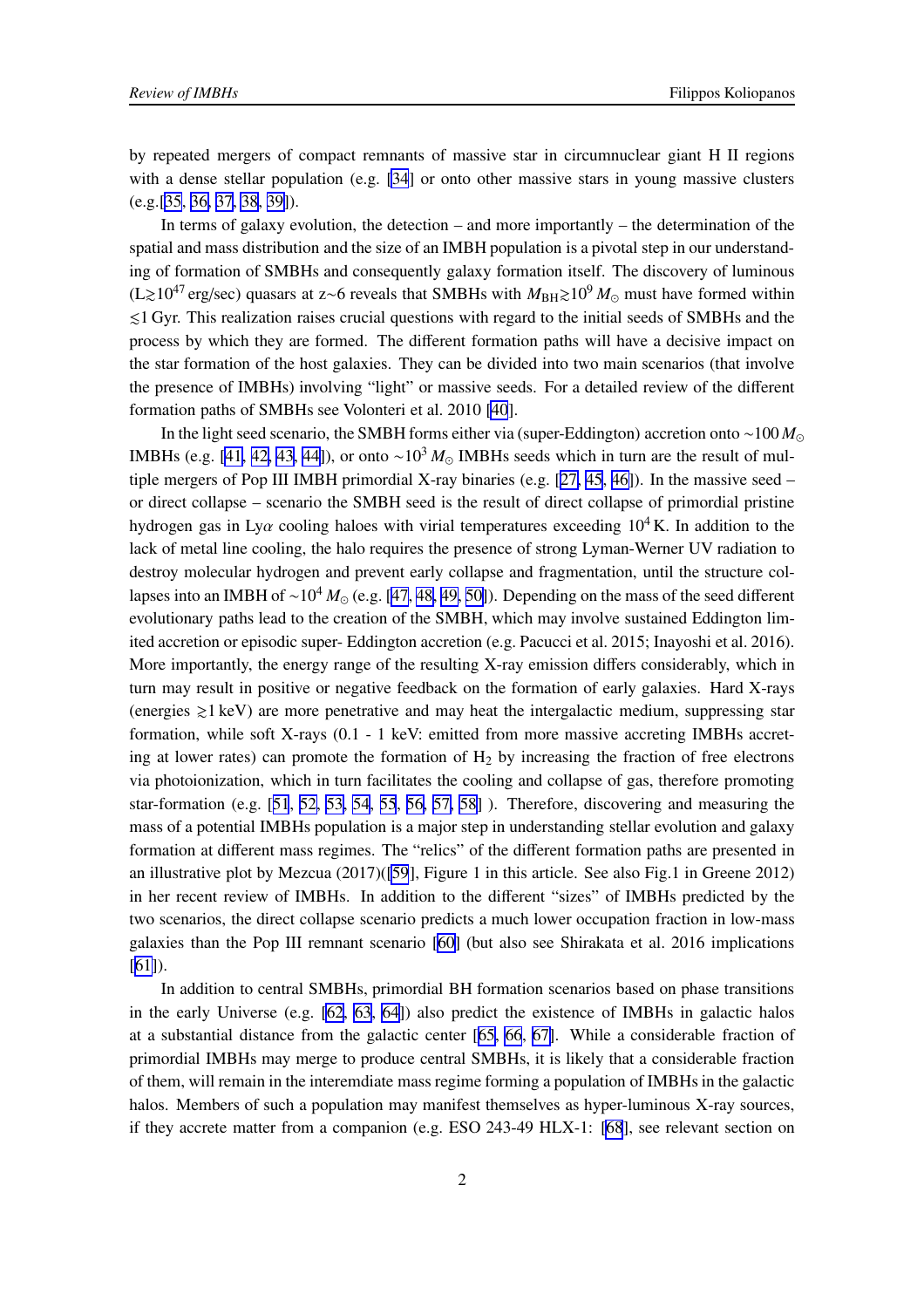by repeated mergers of compact remnants of massive star in circumnuclear giant H II regions with a dense stellar population (e.g. [34] or onto other massive stars in young massive clusters (e.g.[35, 36, 37, 38, 39]).

In terms of galaxy evolution, the detection – and more importantly – the determination of the spatial and mass distribution and the size of an IMBH population is a pivotal step in our understanding of formation of SMBHs and consequently galaxy formation itself. The discovery of luminous ($L \gtrsim 10^{47}$ erg/sec) quasars at z∼6 reveals that SMBHs with $M_{\rm BH} \gtrsim 10^{9}\,M_{\odot}$ must have formed within $\lesssim$1 Gyr. This realization raises crucial questions with regard to the initial seeds of SMBHs and the process by which they are formed. The different formation paths will have a decisive impact on the star formation of the host galaxies. They can be divided into two main scenarios (that involve the presence of IMBHs) involving "light" or massive seeds. For a detailed review of the different formation paths of SMBHs see Volonteri et al. 2010 [40].

In the light seed scenario, the SMBH forms either via (super-Eddington) accretion onto $\sim 100\,M_{\odot}$ IMBHs (e.g. [41, 42, 43, 44]), or onto $\sim 10^{3}\,M_{\odot}$ IMBHs seeds which in turn are the result of multiple mergers of Pop III IMBH primordial X-ray binaries (e.g. [27, 45, 46]). In the massive seed – or direct collapse – scenario the SMBH seed is the result of direct collapse of primordial pristine hydrogen gas in Ly$\alpha$ cooling haloes with virial temperatures exceeding $10^{4}$ K. In addition to the lack of metal line cooling, the halo requires the presence of strong Lyman-Werner UV radiation to destroy molecular hydrogen and prevent early collapse and fragmentation, until the structure collapses into an IMBH of $\sim 10^{4}\,M_{\odot}$ (e.g. [47, 48, 49, 50]). Depending on the mass of the seed different evolutionary paths lead to the creation of the SMBH, which may involve sustained Eddington limited accretion or episodic super- Eddington accretion (e.g. Pacucci et al. 2015; Inayoshi et al. 2016). More importantly, the energy range of the resulting X-ray emission differs considerably, which in turn may result in positive or negative feedback on the formation of early galaxies. Hard X-rays (energies $\gtrsim$1 keV) are more penetrative and may heat the intergalactic medium, suppressing star formation, while soft X-rays (0.1 - 1 keV: emitted from more massive accreting IMBHs accreting at lower rates) can promote the formation of $H_2$ by increasing the fraction of free electrons via photoionization, which in turn facilitates the cooling and collapse of gas, therefore promoting star-formation (e.g. [51, 52, 53, 54, 55, 56, 57, 58] ). Therefore, discovering and measuring the mass of a potential IMBHs population is a major step in understanding stellar evolution and galaxy formation at different mass regimes. The "relics" of the different formation paths are presented in an illustrative plot by Mezcua (2017)([59], Figure 1 in this article. See also Fig.1 in Greene 2012) in her recent review of IMBHs. In addition to the different "sizes" of IMBHs predicted by the two scenarios, the direct collapse scenario predicts a much lower occupation fraction in low-mass galaxies than the Pop III remnant scenario [60] (but also see Shirakata et al. 2016 implications [61]).

In addition to central SMBHs, primordial BH formation scenarios based on phase transitions in the early Universe (e.g. [62, 63, 64]) also predict the existence of IMBHs in galactic halos at a substantial distance from the galactic center [65, 66, 67]. While a considerable fraction of primordial IMBHs may merge to produce central SMBHs, it is likely that a considerable fraction of them, will remain in the interemdiate mass regime forming a population of IMBHs in the galactic halos. Members of such a population may manifest themselves as hyper-luminous X-ray sources, if they accrete matter from a companion (e.g. ESO 243-49 HLX-1: [68], see relevant section on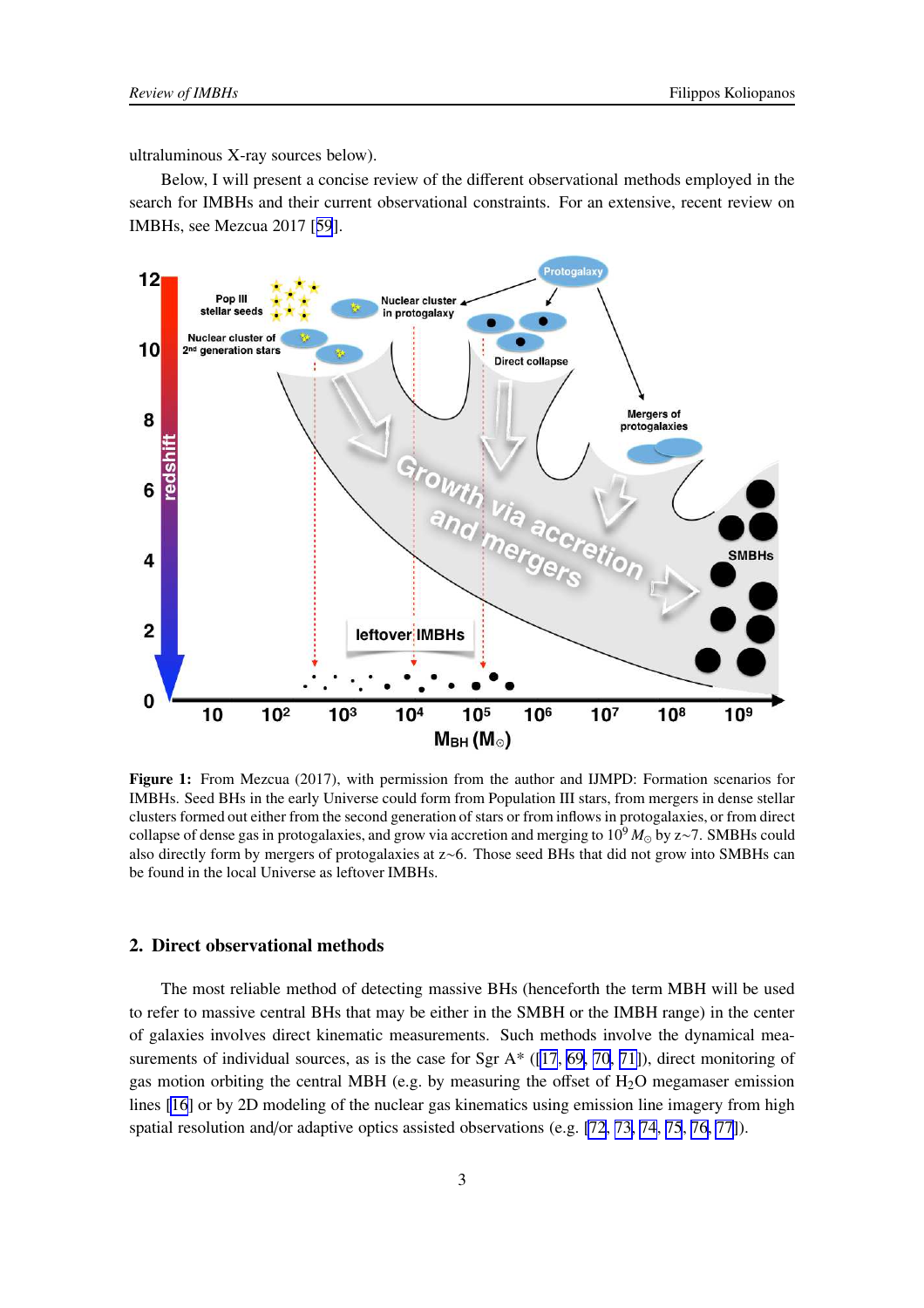ultraluminous X-ray sources below).

Below, I will present a concise review of the different observational methods employed in the search for IMBHs and their current observational constraints. For an extensive, recent review on IMBHs, see Mezcua 2017 [59].

**Figure 1:** From Mezcua (2017), with permission from the author and IJMPD: Formation scenarios for IMBHs. Seed BHs in the early Universe could form from Population III stars, from mergers in dense stellar clusters formed out either from the second generation of stars or from inflows in protogalaxies, or from direct collapse of dense gas in protogalaxies, and grow via accretion and merging to $10^9\,M_\odot$ by z~7. SMBHs could also directly form by mergers of protogalaxies at z~6. Those seed BHs that did not grow into SMBHs can be found in the local Universe as leftover IMBHs.

## 2. Direct observational methods

The most reliable method of detecting massive BHs (henceforth the term MBH will be used to refer to massive central BHs that may be either in the SMBH or the IMBH range) in the center of galaxies involves direct kinematic measurements. Such methods involve the dynamical measurements of individual sources, as is the case for Sgr A* ([17, 69, 70, 71]), direct monitoring of gas motion orbiting the central MBH (e.g. by measuring the offset of $H_2O$ megamaser emission lines [16] or by 2D modeling of the nuclear gas kinematics using emission line imagery from high spatial resolution and/or adaptive optics assisted observations (e.g. [72, 73, 74, 75, 76, 77]).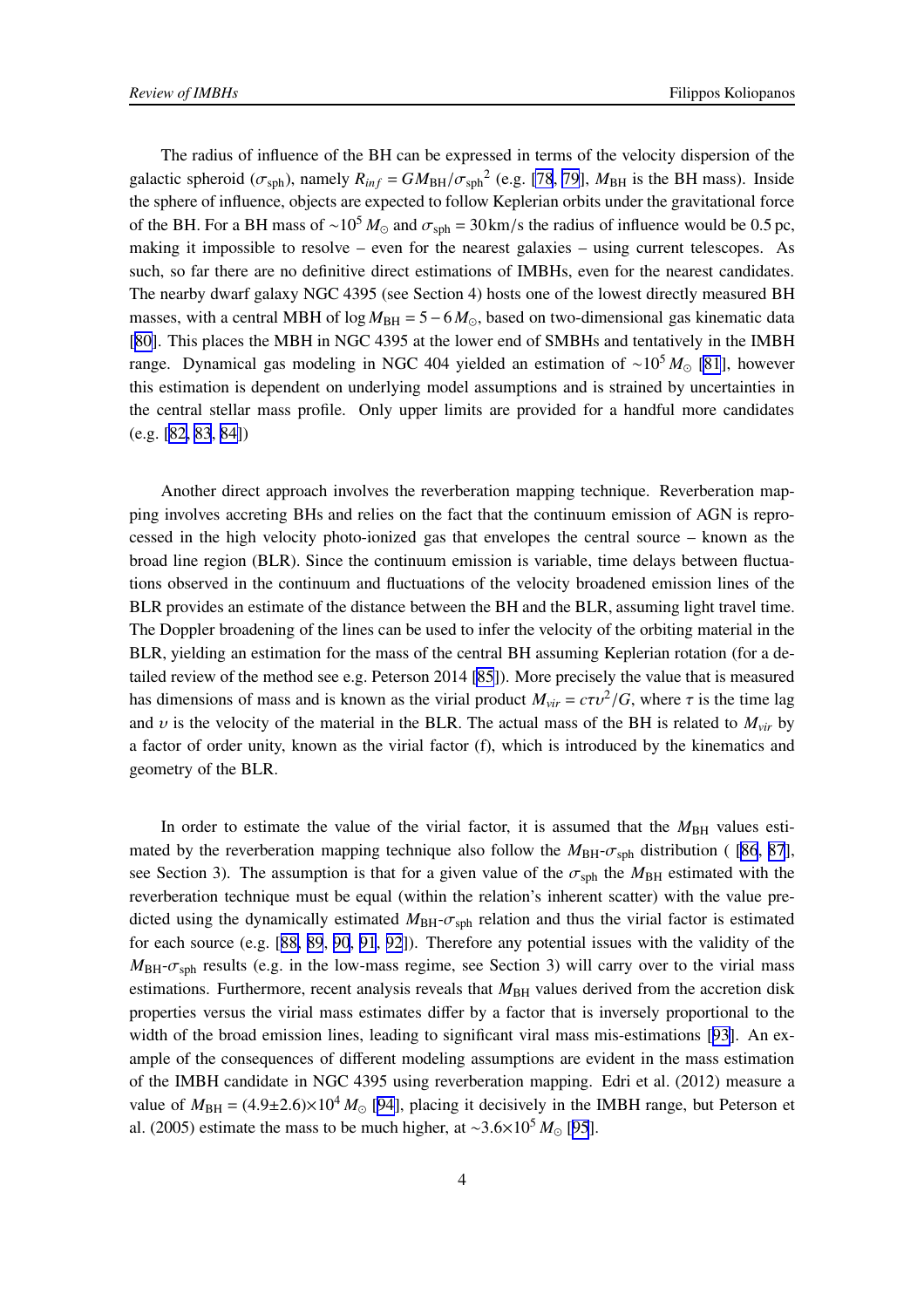The radius of influence of the BH can be expressed in terms of the velocity dispersion of the galactic spheroid ($\sigma_{\rm sph}$), namely $R_{inf} = GM_{\rm BH}/\sigma_{\rm sph}{}^2$ (e.g. [78, 79], $M_{\rm BH}$ is the BH mass). Inside the sphere of influence, objects are expected to follow Keplerian orbits under the gravitational force of the BH. For a BH mass of $\sim 10^5\,M_\odot$ and $\sigma_{\rm sph} = 30\,{\rm km/s}$ the radius of influence would be 0.5 pc, making it impossible to resolve – even for the nearest galaxies – using current telescopes. As such, so far there are no definitive direct estimations of IMBHs, even for the nearest candidates. The nearby dwarf galaxy NGC 4395 (see Section 4) hosts one of the lowest directly measured BH masses, with a central MBH of $\log M_{\rm BH} = 5-6\,M_\odot$, based on two-dimensional gas kinematic data [80]. This places the MBH in NGC 4395 at the lower end of SMBHs and tentatively in the IMBH range. Dynamical gas modeling in NGC 404 yielded an estimation of $\sim 10^5\,M_\odot$ [81], however this estimation is dependent on underlying model assumptions and is strained by uncertainties in the central stellar mass profile. Only upper limits are provided for a handful more candidates (e.g. [82, 83, 84])

Another direct approach involves the reverberation mapping technique. Reverberation mapping involves accreting BHs and relies on the fact that the continuum emission of AGN is reprocessed in the high velocity photo-ionized gas that envelopes the central source – known as the broad line region (BLR). Since the continuum emission is variable, time delays between fluctuations observed in the continuum and fluctuations of the velocity broadened emission lines of the BLR provides an estimate of the distance between the BH and the BLR, assuming light travel time. The Doppler broadening of the lines can be used to infer the velocity of the orbiting material in the BLR, yielding an estimation for the mass of the central BH assuming Keplerian rotation (for a detailed review of the method see e.g. Peterson 2014 [85]). More precisely the value that is measured has dimensions of mass and is known as the virial product $M_{vir} = c\tau\upsilon^2/G$, where $\tau$ is the time lag and $\upsilon$ is the velocity of the material in the BLR. The actual mass of the BH is related to $M_{vir}$ by a factor of order unity, known as the virial factor (f), which is introduced by the kinematics and geometry of the BLR.

In order to estimate the value of the virial factor, it is assumed that the $M_{\rm BH}$ values estimated by the reverberation mapping technique also follow the $M_{\rm BH}$-$\sigma_{\rm sph}$ distribution ( [86, 87], see Section 3). The assumption is that for a given value of the $\sigma_{\rm sph}$ the $M_{\rm BH}$ estimated with the reverberation technique must be equal (within the relation's inherent scatter) with the value predicted using the dynamically estimated $M_{\rm BH}$-$\sigma_{\rm sph}$ relation and thus the virial factor is estimated for each source (e.g. [88, 89, 90, 91, 92]). Therefore any potential issues with the validity of the $M_{\rm BH}$-$\sigma_{\rm sph}$ results (e.g. in the low-mass regime, see Section 3) will carry over to the virial mass estimations. Furthermore, recent analysis reveals that $M_{\rm BH}$ values derived from the accretion disk properties versus the virial mass estimates differ by a factor that is inversely proportional to the width of the broad emission lines, leading to significant viral mass mis-estimations [93]. An example of the consequences of different modeling assumptions are evident in the mass estimation of the IMBH candidate in NGC 4395 using reverberation mapping. Edri et al. (2012) measure a value of $M_{\rm BH} = (4.9\pm2.6)\times10^4\,M_\odot$ [94], placing it decisively in the IMBH range, but Peterson et al. (2005) estimate the mass to be much higher, at $\sim 3.6\times10^5\,M_\odot$ [95].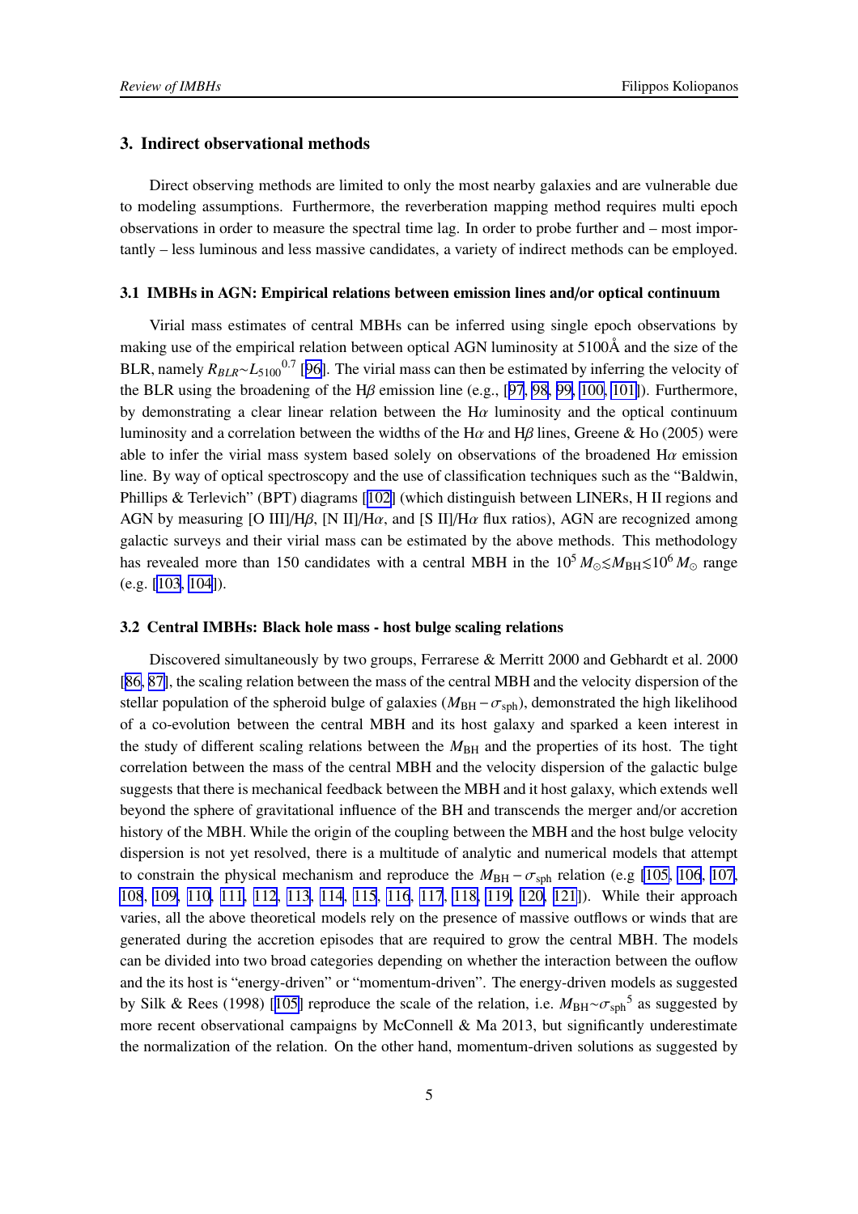## 3. Indirect observational methods

Direct observing methods are limited to only the most nearby galaxies and are vulnerable due to modeling assumptions. Furthermore, the reverberation mapping method requires multi epoch observations in order to measure the spectral time lag. In order to probe further and – most importantly – less luminous and less massive candidates, a variety of indirect methods can be employed.

### 3.1 IMBHs in AGN: Empirical relations between emission lines and/or optical continuum

Virial mass estimates of central MBHs can be inferred using single epoch observations by making use of the empirical relation between optical AGN luminosity at 5100Å and the size of the BLR, namely $R_{BLR}{\sim}{L_{5100}}^{0.7}$ [96]. The virial mass can then be estimated by inferring the velocity of the BLR using the broadening of the H$\beta$ emission line (e.g., [97, 98, 99, 100, 101]). Furthermore, by demonstrating a clear linear relation between the H$\alpha$ luminosity and the optical continuum luminosity and a correlation between the widths of the H$\alpha$ and H$\beta$ lines, Greene & Ho (2005) were able to infer the virial mass system based solely on observations of the broadened H$\alpha$ emission line. By way of optical spectroscopy and the use of classification techniques such as the "Baldwin, Phillips & Terlevich" (BPT) diagrams [102] (which distinguish between LINERs, H II regions and AGN by measuring [O III]/H$\beta$, [N II]/H$\alpha$, and [S II]/H$\alpha$ flux ratios), AGN are recognized among galactic surveys and their virial mass can be estimated by the above methods. This methodology has revealed more than 150 candidates with a central MBH in the $10^5\,M_\odot{\lesssim}M_{\rm BH}{\lesssim}10^6\,M_\odot$ range (e.g. [103, 104]).

### 3.2 Central IMBHs: Black hole mass - host bulge scaling relations

Discovered simultaneously by two groups, Ferrarese & Merritt 2000 and Gebhardt et al. 2000 [86, 87], the scaling relation between the mass of the central MBH and the velocity dispersion of the stellar population of the spheroid bulge of galaxies ($M_{\rm BH}-\sigma_{\rm sph}$), demonstrated the high likelihood of a co-evolution between the central MBH and its host galaxy and sparked a keen interest in the study of different scaling relations between the $M_{\rm BH}$ and the properties of its host. The tight correlation between the mass of the central MBH and the velocity dispersion of the galactic bulge suggests that there is mechanical feedback between the MBH and it host galaxy, which extends well beyond the sphere of gravitational influence of the BH and transcends the merger and/or accretion history of the MBH. While the origin of the coupling between the MBH and the host bulge velocity dispersion is not yet resolved, there is a multitude of analytic and numerical models that attempt to constrain the physical mechanism and reproduce the $M_{\rm BH}-\sigma_{\rm sph}$ relation (e.g [105, 106, 107, 108, 109, 110, 111, 112, 113, 114, 115, 116, 117, 118, 119, 120, 121]). While their approach varies, all the above theoretical models rely on the presence of massive outflows or winds that are generated during the accretion episodes that are required to grow the central MBH. The models can be divided into two broad categories depending on whether the interaction between the ouflow and the its host is "energy-driven" or "momentum-driven". The energy-driven models as suggested by Silk & Rees (1998) [105] reproduce the scale of the relation, i.e. $M_{\rm BH}{\sim}{\sigma_{\rm sph}}^5$ as suggested by more recent observational campaigns by McConnell & Ma 2013, but significantly underestimate the normalization of the relation. On the other hand, momentum-driven solutions as suggested by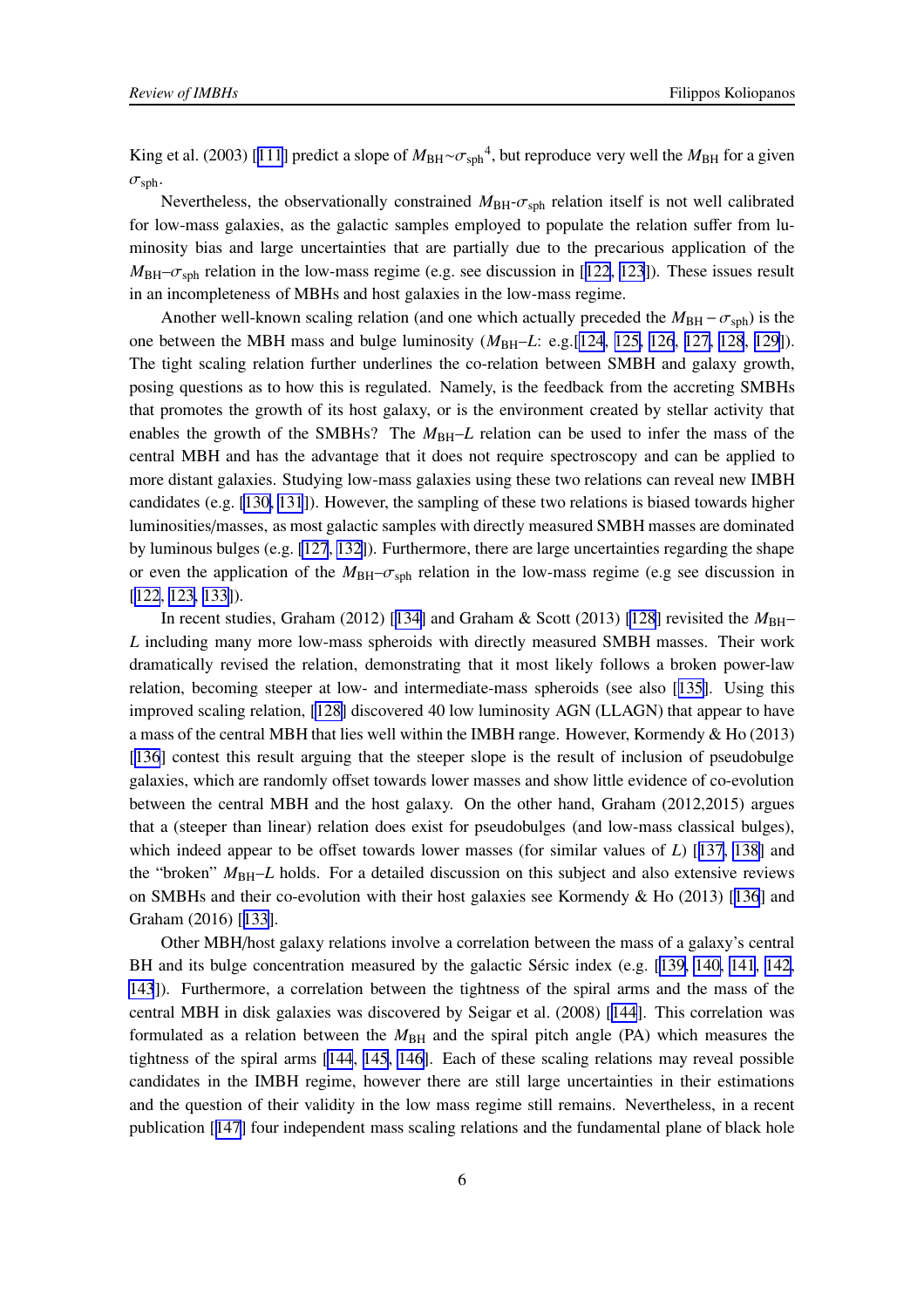King et al. (2003) [[111]] predict a slope of $M_{\rm BH}{\sim}\sigma_{\rm sph}{}^{4}$, but reproduce very well the $M_{\rm BH}$ for a given $\sigma_{\rm sph}$.

Nevertheless, the observationally constrained $M_{\rm BH}$-$\sigma_{\rm sph}$ relation itself is not well calibrated for low-mass galaxies, as the galactic samples employed to populate the relation suffer from luminosity bias and large uncertainties that are partially due to the precarious application of the $M_{\rm BH}$–$\sigma_{\rm sph}$ relation in the low-mass regime (e.g. see discussion in [[122], [123]]). These issues result in an incompleteness of MBHs and host galaxies in the low-mass regime.

Another well-known scaling relation (and one which actually preceded the $M_{\rm BH}-\sigma_{\rm sph}$) is the one between the MBH mass and bulge luminosity ($M_{\rm BH}$–$L$: e.g.[[124], [125], [126], [127], [128], [129]]). The tight scaling relation further underlines the co-relation between SMBH and galaxy growth, posing questions as to how this is regulated. Namely, is the feedback from the accreting SMBHs that promotes the growth of its host galaxy, or is the environment created by stellar activity that enables the growth of the SMBHs? The $M_{\rm BH}$–$L$ relation can be used to infer the mass of the central MBH and has the advantage that it does not require spectroscopy and can be applied to more distant galaxies. Studying low-mass galaxies using these two relations can reveal new IMBH candidates (e.g. [[130], [131]]). However, the sampling of these two relations is biased towards higher luminosities/masses, as most galactic samples with directly measured SMBH masses are dominated by luminous bulges (e.g. [[127], [132]]). Furthermore, there are large uncertainties regarding the shape or even the application of the $M_{\rm BH}$–$\sigma_{\rm sph}$ relation in the low-mass regime (e.g see discussion in [[122], [123], [133]]).

In recent studies, Graham (2012) [[134]] and Graham & Scott (2013) [[128]] revisited the $M_{\rm BH}$–$L$ including many more low-mass spheroids with directly measured SMBH masses. Their work dramatically revised the relation, demonstrating that it most likely follows a broken power-law relation, becoming steeper at low- and intermediate-mass spheroids (see also [[135]]. Using this improved scaling relation, [[128]] discovered 40 low luminosity AGN (LLAGN) that appear to have a mass of the central MBH that lies well within the IMBH range. However, Kormendy & Ho (2013) [[136]] contest this result arguing that the steeper slope is the result of inclusion of pseudobulge galaxies, which are randomly offset towards lower masses and show little evidence of co-evolution between the central MBH and the host galaxy. On the other hand, Graham (2012,2015) argues that a (steeper than linear) relation does exist for pseudobulges (and low-mass classical bulges), which indeed appear to be offset towards lower masses (for similar values of $L$) [[137], [138]] and the "broken" $M_{\rm BH}$–$L$ holds. For a detailed discussion on this subject and also extensive reviews on SMBHs and their co-evolution with their host galaxies see Kormendy & Ho (2013) [[136]] and Graham (2016) [[133]].

Other MBH/host galaxy relations involve a correlation between the mass of a galaxy's central BH and its bulge concentration measured by the galactic Sérsic index (e.g. [[139], [140], [141], [142], [143]]). Furthermore, a correlation between the tightness of the spiral arms and the mass of the central MBH in disk galaxies was discovered by Seigar et al. (2008) [[144]]. This correlation was formulated as a relation between the $M_{\rm BH}$ and the spiral pitch angle (PA) which measures the tightness of the spiral arms [[144], [145], [146]]. Each of these scaling relations may reveal possible candidates in the IMBH regime, however there are still large uncertainties in their estimations and the question of their validity in the low mass regime still remains. Nevertheless, in a recent publication [[147]] four independent mass scaling relations and the fundamental plane of black hole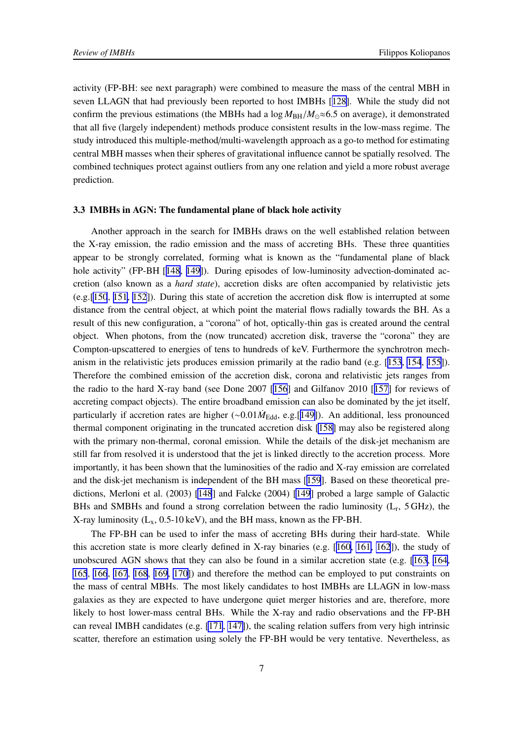activity (FP-BH: see next paragraph) were combined to measure the mass of the central MBH in seven LLAGN that had previously been reported to host IMBHs [[128]]. While the study did not confirm the previous estimations (the MBHs had a $\log M_{\rm BH}/M_{\odot}{\approx}6.5$ on average), it demonstrated that all five (largely independent) methods produce consistent results in the low-mass regime. The study introduced this multiple-method/multi-wavelength approach as a go-to method for estimating central MBH masses when their spheres of gravitational influence cannot be spatially resolved. The combined techniques protect against outliers from any one relation and yield a more robust average prediction.

### 3.3 IMBHs in AGN: The fundamental plane of black hole activity

Another approach in the search for IMBHs draws on the well established relation between the X-ray emission, the radio emission and the mass of accreting BHs. These three quantities appear to be strongly correlated, forming what is known as the "fundamental plane of black hole activity" (FP-BH [[148], [149]]). During episodes of low-luminosity advection-dominated accretion (also known as a *hard state*), accretion disks are often accompanied by relativistic jets (e.g.[[150], [151], [152]]). During this state of accretion the accretion disk flow is interrupted at some distance from the central object, at which point the material flows radially towards the BH. As a result of this new configuration, a "corona" of hot, optically-thin gas is created around the central object. When photons, from the (now truncated) accretion disk, traverse the "corona" they are Compton-upscattered to energies of tens to hundreds of keV. Furthermore the synchrotron mechanism in the relativistic jets produces emission primarily at the radio band (e.g. [[153], [154], [155]]). Therefore the combined emission of the accretion disk, corona and relativistic jets ranges from the radio to the hard X-ray band (see Done 2007 [[156]] and Gilfanov 2010 [[157]] for reviews of accreting compact objects). The entire broadband emission can also be dominated by the jet itself, particularly if accretion rates are higher ($\sim 0.01\dot{M}_{\rm Edd}$, e.g.[[149]]). An additional, less pronounced thermal component originating in the truncated accretion disk [[158]] may also be registered along with the primary non-thermal, coronal emission. While the details of the disk-jet mechanism are still far from resolved it is understood that the jet is linked directly to the accretion process. More importantly, it has been shown that the luminosities of the radio and X-ray emission are correlated and the disk-jet mechanism is independent of the BH mass [[159]]. Based on these theoretical predictions, Merloni et al. (2003) [[148]] and Falcke (2004) [[149]] probed a large sample of Galactic BHs and SMBHs and found a strong correlation between the radio luminosity ($L_{\rm r}$, 5 GHz), the X-ray luminosity ($L_{\rm x}$, 0.5-10 keV), and the BH mass, known as the FP-BH.

The FP-BH can be used to infer the mass of accreting BHs during their hard-state. While this accretion state is more clearly defined in X-ray binaries (e.g. [[160], [161], [162]]), the study of unobscured AGN shows that they can also be found in a similar accretion state (e.g. [[163], [164], [165], [166], [167], [168], [169], [170]]) and therefore the method can be employed to put constraints on the mass of central MBHs. The most likely candidates to host IMBHs are LLAGN in low-mass galaxies as they are expected to have undergone quiet merger histories and are, therefore, more likely to host lower-mass central BHs. While the X-ray and radio observations and the FP-BH can reveal IMBH candidates (e.g. [[171], [147]]), the scaling relation suffers from very high intrinsic scatter, therefore an estimation using solely the FP-BH would be very tentative. Nevertheless, as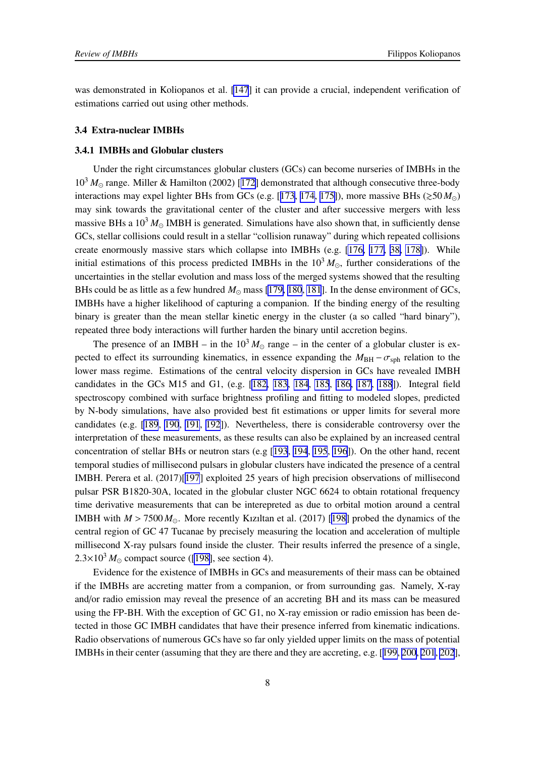was demonstrated in Koliopanos et al. [147] it can provide a crucial, independent verification of estimations carried out using other methods.

### 3.4 Extra-nuclear IMBHs

#### 3.4.1 IMBHs and Globular clusters

Under the right circumstances globular clusters (GCs) can become nurseries of IMBHs in the $10^3\,M_\odot$ range. Miller & Hamilton (2002) [172] demonstrated that although consecutive three-body interactions may expel lighter BHs from GCs (e.g. [173, 174, 175]), more massive BHs ($\gtrsim 50\,M_\odot$) may sink towards the gravitational center of the cluster and after successive mergers with less massive BHs a $10^3\,M_\odot$ IMBH is generated. Simulations have also shown that, in sufficiently dense GCs, stellar collisions could result in a stellar "collision runaway" during which repeated collisions create enormously massive stars which collapse into IMBHs (e.g. [176, 177, 38, 178]). While initial estimations of this process predicted IMBHs in the $10^3\,M_\odot$, further considerations of the uncertainties in the stellar evolution and mass loss of the merged systems showed that the resulting BHs could be as little as a few hundred $M_\odot$ mass [179, 180, 181]. In the dense environment of GCs, IMBHs have a higher likelihood of capturing a companion. If the binding energy of the resulting binary is greater than the mean stellar kinetic energy in the cluster (a so called "hard binary"), repeated three body interactions will further harden the binary until accretion begins.

The presence of an IMBH – in the $10^3\,M_\odot$ range – in the center of a globular cluster is expected to effect its surrounding kinematics, in essence expanding the $M_{\rm BH}-\sigma_{\rm sph}$ relation to the lower mass regime. Estimations of the central velocity dispersion in GCs have revealed IMBH candidates in the GCs M15 and G1, (e.g. [182, 183, 184, 185, 186, 187, 188]). Integral field spectroscopy combined with surface brightness profiling and fitting to modeled slopes, predicted by N-body simulations, have also provided best fit estimations or upper limits for several more candidates (e.g. [189, 190, 191, 192]). Nevertheless, there is considerable controversy over the interpretation of these measurements, as these results can also be explained by an increased central concentration of stellar BHs or neutron stars (e.g [193, 194, 195, 196]). On the other hand, recent temporal studies of millisecond pulsars in globular clusters have indicated the presence of a central IMBH. Perera et al. (2017)[197] exploited 25 years of high precision observations of millisecond pulsar PSR B1820-30A, located in the globular cluster NGC 6624 to obtain rotational frequency time derivative measurements that can be interepreted as due to orbital motion around a central IMBH with $M > 7500\,M_\odot$. More recently Kızıltan et al. (2017) [198] probed the dynamics of the central region of GC 47 Tucanae by precisely measuring the location and acceleration of multiple millisecond X-ray pulsars found inside the cluster. Their results inferred the presence of a single, $2.3{\times}10^3\,M_\odot$ compact source ([198], see section 4).

Evidence for the existence of IMBHs in GCs and measurements of their mass can be obtained if the IMBHs are accreting matter from a companion, or from surrounding gas. Namely, X-ray and/or radio emission may reveal the presence of an accreting BH and its mass can be measured using the FP-BH. With the exception of GC G1, no X-ray emission or radio emission has been detected in those GC IMBH candidates that have their presence inferred from kinematic indications. Radio observations of numerous GCs have so far only yielded upper limits on the mass of potential IMBHs in their center (assuming that they are there and they are accreting, e.g. [199, 200, 201, 202],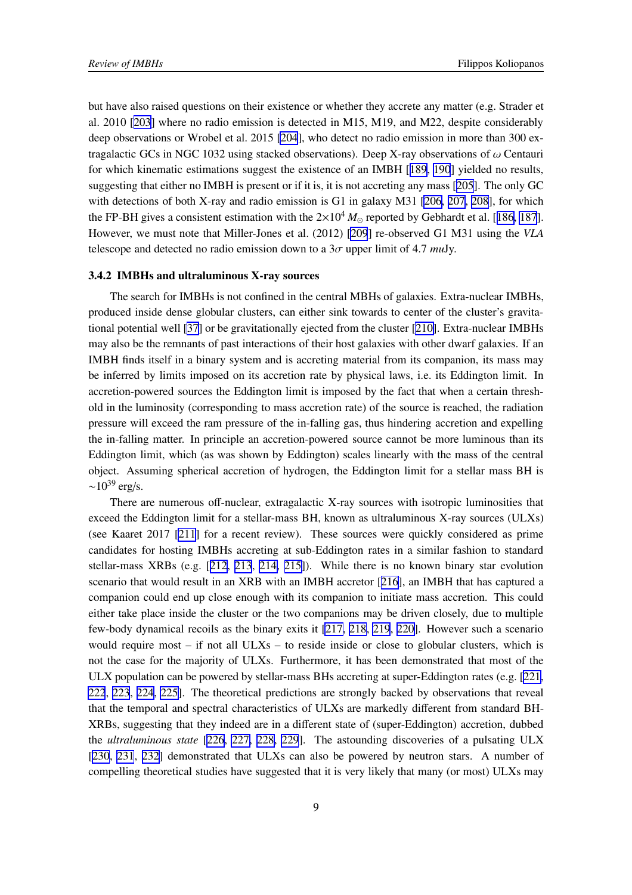but have also raised questions on their existence or whether they accrete any matter (e.g. Strader et al. 2010 [203] where no radio emission is detected in M15, M19, and M22, despite considerably deep observations or Wrobel et al. 2015 [204], who detect no radio emission in more than 300 extragalactic GCs in NGC 1032 using stacked observations). Deep X-ray observations of $\omega$ Centauri for which kinematic estimations suggest the existence of an IMBH [189, 190] yielded no results, suggesting that either no IMBH is present or if it is, it is not accreting any mass [205]. The only GC with detections of both X-ray and radio emission is G1 in galaxy M31 [206, 207, 208], for which the FP-BH gives a consistent estimation with the $2{\times}10^4\,M_\odot$ reported by Gebhardt et al. [186, 187]. However, we must note that Miller-Jones et al. (2012) [209] re-observed G1 M31 using the *VLA* telescope and detected no radio emission down to a $3\sigma$ upper limit of 4.7 *mu*Jy.

### 3.4.2 IMBHs and ultraluminous X-ray sources

The search for IMBHs is not confined in the central MBHs of galaxies. Extra-nuclear IMBHs, produced inside dense globular clusters, can either sink towards to center of the cluster's gravitational potential well [37] or be gravitationally ejected from the cluster [210]. Extra-nuclear IMBHs may also be the remnants of past interactions of their host galaxies with other dwarf galaxies. If an IMBH finds itself in a binary system and is accreting material from its companion, its mass may be inferred by limits imposed on its accretion rate by physical laws, i.e. its Eddington limit. In accretion-powered sources the Eddington limit is imposed by the fact that when a certain threshold in the luminosity (corresponding to mass accretion rate) of the source is reached, the radiation pressure will exceed the ram pressure of the in-falling gas, thus hindering accretion and expelling the in-falling matter. In principle an accretion-powered source cannot be more luminous than its Eddington limit, which (as was shown by Eddington) scales linearly with the mass of the central object. Assuming spherical accretion of hydrogen, the Eddington limit for a stellar mass BH is $\sim 10^{39}$ erg/s.

There are numerous off-nuclear, extragalactic X-ray sources with isotropic luminosities that exceed the Eddington limit for a stellar-mass BH, known as ultraluminous X-ray sources (ULXs) (see Kaaret 2017 [211] for a recent review). These sources were quickly considered as prime candidates for hosting IMBHs accreting at sub-Eddington rates in a similar fashion to standard stellar-mass XRBs (e.g. [212, 213, 214, 215]). While there is no known binary star evolution scenario that would result in an XRB with an IMBH accretor [216], an IMBH that has captured a companion could end up close enough with its companion to initiate mass accretion. This could either take place inside the cluster or the two companions may be driven closely, due to multiple few-body dynamical recoils as the binary exits it [217, 218, 219, 220]. However such a scenario would require most – if not all ULXs – to reside inside or close to globular clusters, which is not the case for the majority of ULXs. Furthermore, it has been demonstrated that most of the ULX population can be powered by stellar-mass BHs accreting at super-Eddington rates (e.g. [221, 222, 223, 224, 225]. The theoretical predictions are strongly backed by observations that reveal that the temporal and spectral characteristics of ULXs are markedly different from standard BH-XRBs, suggesting that they indeed are in a different state of (super-Eddington) accretion, dubbed the *ultraluminous state* [226, 227, 228, 229]. The astounding discoveries of a pulsating ULX [230, 231, 232] demonstrated that ULXs can also be powered by neutron stars. A number of compelling theoretical studies have suggested that it is very likely that many (or most) ULXs may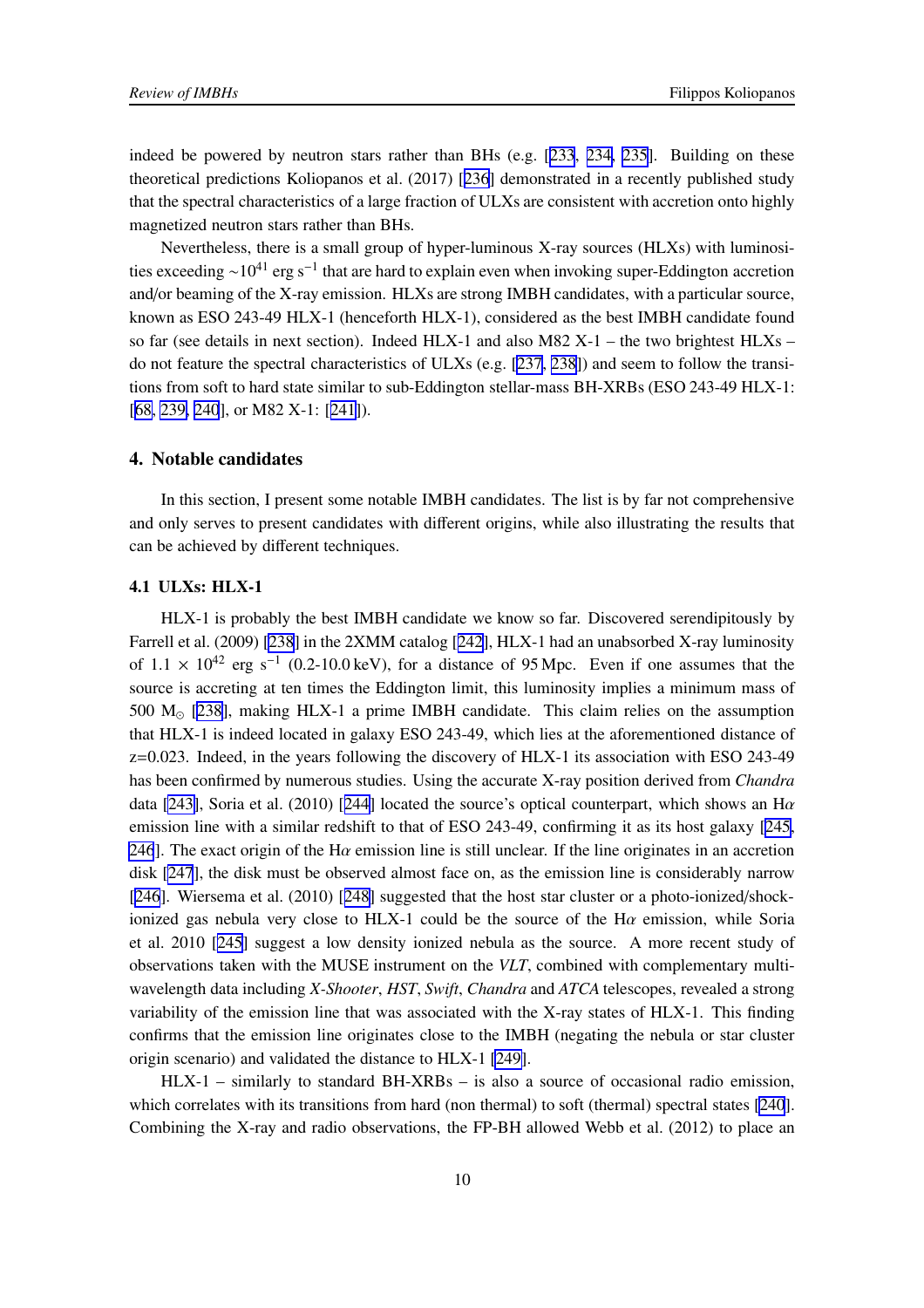indeed be powered by neutron stars rather than BHs (e.g. [233, 234, 235]. Building on these theoretical predictions Koliopanos et al. (2017) [236] demonstrated in a recently published study that the spectral characteristics of a large fraction of ULXs are consistent with accretion onto highly magnetized neutron stars rather than BHs.

Nevertheless, there is a small group of hyper-luminous X-ray sources (HLXs) with luminosities exceeding $\sim 10^{41}$ erg s$^{-1}$ that are hard to explain even when invoking super-Eddington accretion and/or beaming of the X-ray emission. HLXs are strong IMBH candidates, with a particular source, known as ESO 243-49 HLX-1 (henceforth HLX-1), considered as the best IMBH candidate found so far (see details in next section). Indeed HLX-1 and also M82 X-1 – the two brightest HLXs – do not feature the spectral characteristics of ULXs (e.g. [237, 238]) and seem to follow the transitions from soft to hard state similar to sub-Eddington stellar-mass BH-XRBs (ESO 243-49 HLX-1: [68, 239, 240], or M82 X-1: [241]).

## 4. Notable candidates

In this section, I present some notable IMBH candidates. The list is by far not comprehensive and only serves to present candidates with different origins, while also illustrating the results that can be achieved by different techniques.

### 4.1 ULXs: HLX-1

HLX-1 is probably the best IMBH candidate we know so far. Discovered serendipitously by Farrell et al. (2009) [238] in the 2XMM catalog [242], HLX-1 had an unabsorbed X-ray luminosity of $1.1 \times 10^{42}$ erg s$^{-1}$ (0.2-10.0 keV), for a distance of 95 Mpc. Even if one assumes that the source is accreting at ten times the Eddington limit, this luminosity implies a minimum mass of 500 $M_\odot$ [238], making HLX-1 a prime IMBH candidate. This claim relies on the assumption that HLX-1 is indeed located in galaxy ESO 243-49, which lies at the aforementioned distance of z=0.023. Indeed, in the years following the discovery of HLX-1 its association with ESO 243-49 has been confirmed by numerous studies. Using the accurate X-ray position derived from *Chandra* data [243], Soria et al. (2010) [244] located the source's optical counterpart, which shows an H$\alpha$ emission line with a similar redshift to that of ESO 243-49, confirming it as its host galaxy [245, 246]. The exact origin of the H$\alpha$ emission line is still unclear. If the line originates in an accretion disk [247], the disk must be observed almost face on, as the emission line is considerably narrow [246]. Wiersema et al. (2010) [248] suggested that the host star cluster or a photo-ionized/shock-ionized gas nebula very close to HLX-1 could be the source of the H$\alpha$ emission, while Soria et al. 2010 [245] suggest a low density ionized nebula as the source. A more recent study of observations taken with the MUSE instrument on the *VLT*, combined with complementary multi-wavelength data including *X-Shooter*, *HST*, *Swift*, *Chandra* and *ATCA* telescopes, revealed a strong variability of the emission line that was associated with the X-ray states of HLX-1. This finding confirms that the emission line originates close to the IMBH (negating the nebula or star cluster origin scenario) and validated the distance to HLX-1 [249].

HLX-1 – similarly to standard BH-XRBs – is also a source of occasional radio emission, which correlates with its transitions from hard (non thermal) to soft (thermal) spectral states [240]. Combining the X-ray and radio observations, the FP-BH allowed Webb et al. (2012) to place an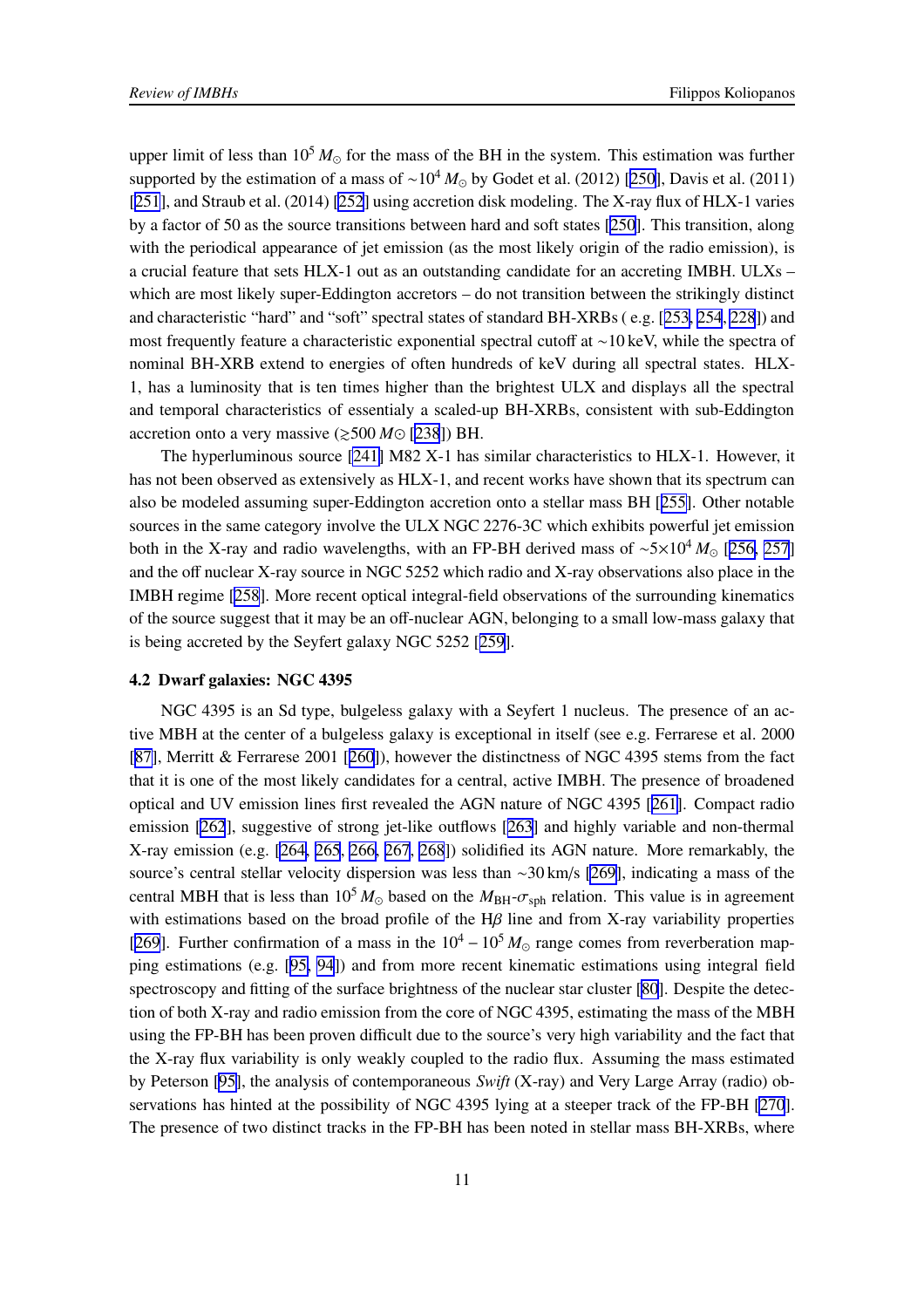upper limit of less than $10^5\, M_\odot$ for the mass of the BH in the system. This estimation was further supported by the estimation of a mass of $\sim 10^4\, M_\odot$ by Godet et al. (2012) [250], Davis et al. (2011) [251], and Straub et al. (2014) [252] using accretion disk modeling. The X-ray flux of HLX-1 varies by a factor of 50 as the source transitions between hard and soft states [250]. This transition, along with the periodical appearance of jet emission (as the most likely origin of the radio emission), is a crucial feature that sets HLX-1 out as an outstanding candidate for an accreting IMBH. ULXs – which are most likely super-Eddington accretors – do not transition between the strikingly distinct and characteristic "hard" and "soft" spectral states of standard BH-XRBs ( e.g. [253, 254, 228]) and most frequently feature a characteristic exponential spectral cutoff at $\sim$10 keV, while the spectra of nominal BH-XRB extend to energies of often hundreds of keV during all spectral states. HLX-1, has a luminosity that is ten times higher than the brightest ULX and displays all the spectral and temporal characteristics of essentialy a scaled-up BH-XRBs, consistent with sub-Eddington accretion onto a very massive ($\gtrsim$500 $M\odot$ [238]) BH.

The hyperluminous source [241] M82 X-1 has similar characteristics to HLX-1. However, it has not been observed as extensively as HLX-1, and recent works have shown that its spectrum can also be modeled assuming super-Eddington accretion onto a stellar mass BH [255]. Other notable sources in the same category involve the ULX NGC 2276-3C which exhibits powerful jet emission both in the X-ray and radio wavelengths, with an FP-BH derived mass of $\sim 5\times 10^4\, M_\odot$ [256, 257] and the off nuclear X-ray source in NGC 5252 which radio and X-ray observations also place in the IMBH regime [258]. More recent optical integral-field observations of the surrounding kinematics of the source suggest that it may be an off-nuclear AGN, belonging to a small low-mass galaxy that is being accreted by the Seyfert galaxy NGC 5252 [259].

### 4.2 Dwarf galaxies: NGC 4395

NGC 4395 is an Sd type, bulgeless galaxy with a Seyfert 1 nucleus. The presence of an active MBH at the center of a bulgeless galaxy is exceptional in itself (see e.g. Ferrarese et al. 2000 [87], Merritt & Ferrarese 2001 [260]), however the distinctness of NGC 4395 stems from the fact that it is one of the most likely candidates for a central, active IMBH. The presence of broadened optical and UV emission lines first revealed the AGN nature of NGC 4395 [261]. Compact radio emission [262], suggestive of strong jet-like outflows [263] and highly variable and non-thermal X-ray emission (e.g. [264, 265, 266, 267, 268]) solidified its AGN nature. More remarkably, the source's central stellar velocity dispersion was less than $\sim$30 km/s [269], indicating a mass of the central MBH that is less than $10^5\, M_\odot$ based on the $M_{\rm BH}$-$\sigma_{\rm sph}$ relation. This value is in agreement with estimations based on the broad profile of the H$\beta$ line and from X-ray variability properties [269]. Further confirmation of a mass in the $10^4 - 10^5\, M_\odot$ range comes from reverberation mapping estimations (e.g. [95, 94]) and from more recent kinematic estimations using integral field spectroscopy and fitting of the surface brightness of the nuclear star cluster [80]. Despite the detection of both X-ray and radio emission from the core of NGC 4395, estimating the mass of the MBH using the FP-BH has been proven difficult due to the source's very high variability and the fact that the X-ray flux variability is only weakly coupled to the radio flux. Assuming the mass estimated by Peterson [95], the analysis of contemporaneous *Swift* (X-ray) and Very Large Array (radio) observations has hinted at the possibility of NGC 4395 lying at a steeper track of the FP-BH [270]. The presence of two distinct tracks in the FP-BH has been noted in stellar mass BH-XRBs, where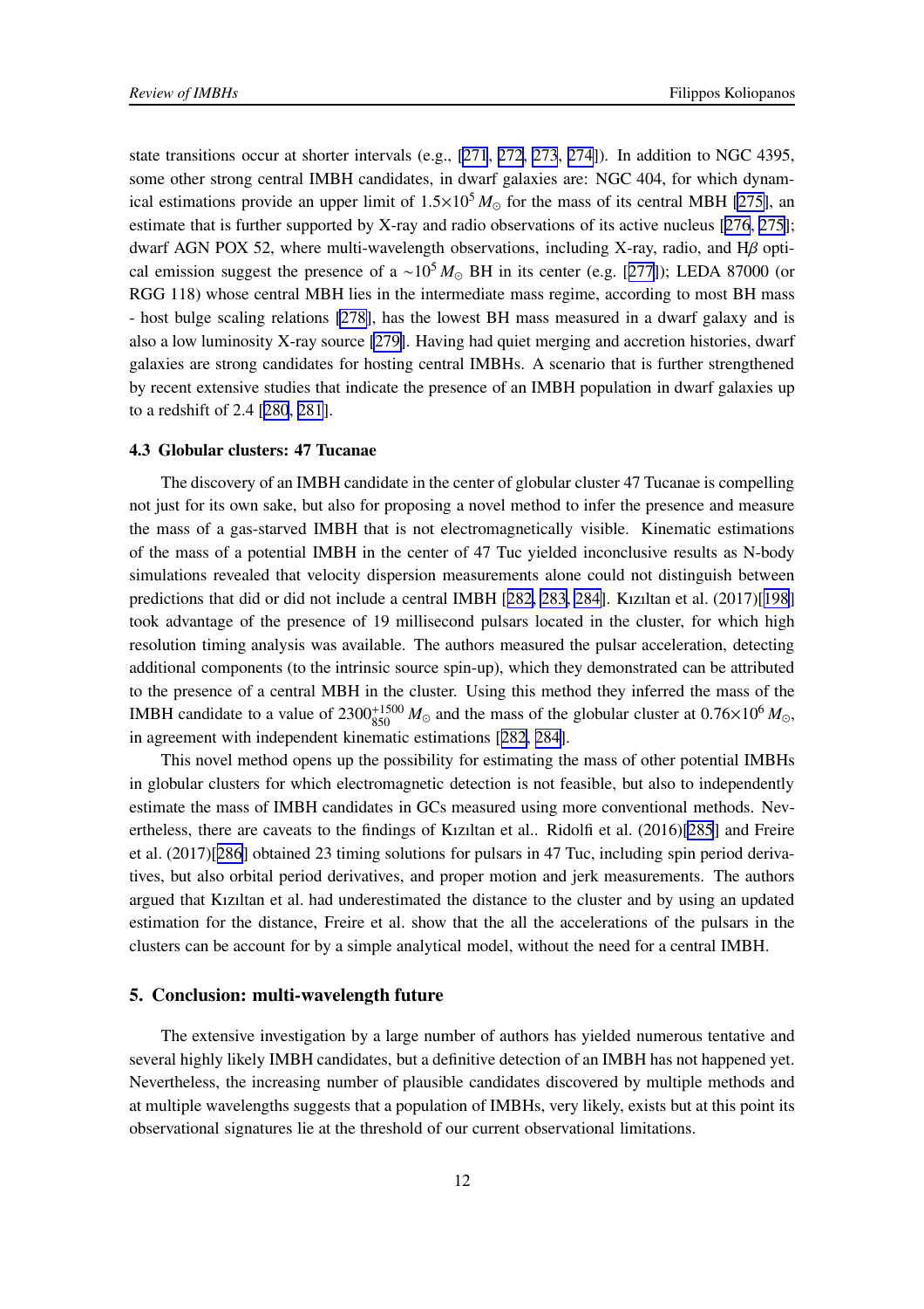state transitions occur at shorter intervals (e.g., [271, 272, 273, 274]). In addition to NGC 4395, some other strong central IMBH candidates, in dwarf galaxies are: NGC 404, for which dynamical estimations provide an upper limit of $1.5{\times}10^5\,M_\odot$ for the mass of its central MBH [275], an estimate that is further supported by X-ray and radio observations of its active nucleus [276, 275]; dwarf AGN POX 52, where multi-wavelength observations, including X-ray, radio, and H$\beta$ optical emission suggest the presence of a $\sim\!10^5\,M_\odot$ BH in its center (e.g. [277]); LEDA 87000 (or RGG 118) whose central MBH lies in the intermediate mass regime, according to most BH mass - host bulge scaling relations [278], has the lowest BH mass measured in a dwarf galaxy and is also a low luminosity X-ray source [279]. Having had quiet merging and accretion histories, dwarf galaxies are strong candidates for hosting central IMBHs. A scenario that is further strengthened by recent extensive studies that indicate the presence of an IMBH population in dwarf galaxies up to a redshift of 2.4 [280, 281].

### 4.3 Globular clusters: 47 Tucanae

The discovery of an IMBH candidate in the center of globular cluster 47 Tucanae is compelling not just for its own sake, but also for proposing a novel method to infer the presence and measure the mass of a gas-starved IMBH that is not electromagnetically visible. Kinematic estimations of the mass of a potential IMBH in the center of 47 Tuc yielded inconclusive results as N-body simulations revealed that velocity dispersion measurements alone could not distinguish between predictions that did or did not include a central IMBH [282, 283, 284]. Kızıltan et al. (2017)[198] took advantage of the presence of 19 millisecond pulsars located in the cluster, for which high resolution timing analysis was available. The authors measured the pulsar acceleration, detecting additional components (to the intrinsic source spin-up), which they demonstrated can be attributed to the presence of a central MBH in the cluster. Using this method they inferred the mass of the IMBH candidate to a value of $2300^{+1500}_{850}\,M_\odot$ and the mass of the globular cluster at $0.76{\times}10^6\,M_\odot$, in agreement with independent kinematic estimations [282, 284].

This novel method opens up the possibility for estimating the mass of other potential IMBHs in globular clusters for which electromagnetic detection is not feasible, but also to independently estimate the mass of IMBH candidates in GCs measured using more conventional methods. Nevertheless, there are caveats to the findings of Kızıltan et al.. Ridolfi et al. (2016)[285] and Freire et al. (2017)[286] obtained 23 timing solutions for pulsars in 47 Tuc, including spin period derivatives, but also orbital period derivatives, and proper motion and jerk measurements. The authors argued that Kızıltan et al. had underestimated the distance to the cluster and by using an updated estimation for the distance, Freire et al. show that the all the accelerations of the pulsars in the clusters can be account for by a simple analytical model, without the need for a central IMBH.

## 5. Conclusion: multi-wavelength future

The extensive investigation by a large number of authors has yielded numerous tentative and several highly likely IMBH candidates, but a definitive detection of an IMBH has not happened yet. Nevertheless, the increasing number of plausible candidates discovered by multiple methods and at multiple wavelengths suggests that a population of IMBHs, very likely, exists but at this point its observational signatures lie at the threshold of our current observational limitations.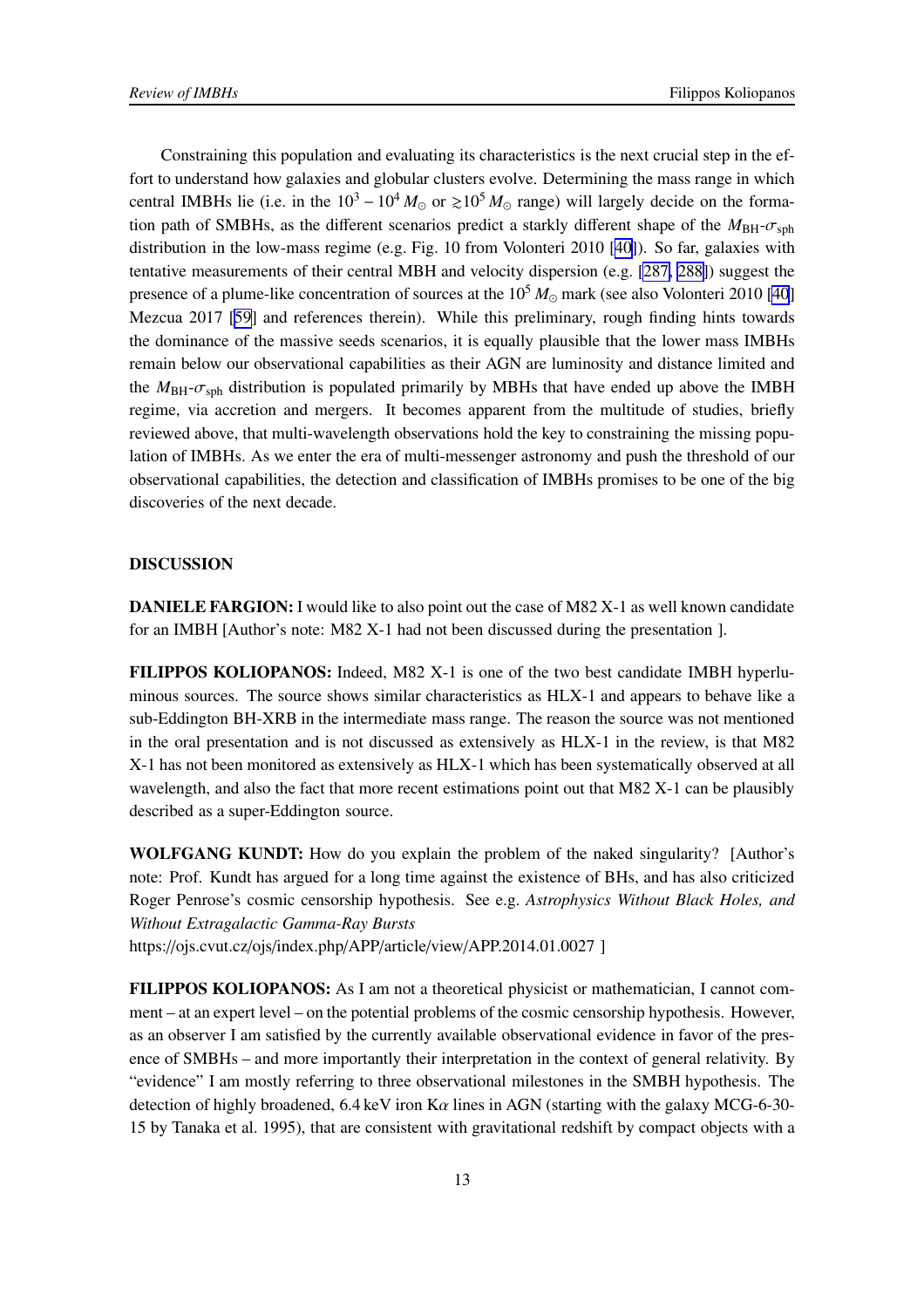Constraining this population and evaluating its characteristics is the next crucial step in the effort to understand how galaxies and globular clusters evolve. Determining the mass range in which central IMBHs lie (i.e. in the $10^3 - 10^4\,M_\odot$ or $\gtrsim 10^5\,M_\odot$ range) will largely decide on the formation path of SMBHs, as the different scenarios predict a starkly different shape of the $M_{\rm BH}$-$\sigma_{\rm sph}$ distribution in the low-mass regime (e.g. Fig. 10 from Volonteri 2010 [40]). So far, galaxies with tentative measurements of their central MBH and velocity dispersion (e.g. [287, 288]) suggest the presence of a plume-like concentration of sources at the $10^5\,M_\odot$ mark (see also Volonteri 2010 [40] Mezcua 2017 [59] and references therein). While this preliminary, rough finding hints towards the dominance of the massive seeds scenarios, it is equally plausible that the lower mass IMBHs remain below our observational capabilities as their AGN are luminosity and distance limited and the $M_{\rm BH}$-$\sigma_{\rm sph}$ distribution is populated primarily by MBHs that have ended up above the IMBH regime, via accretion and mergers. It becomes apparent from the multitude of studies, briefly reviewed above, that multi-wavelength observations hold the key to constraining the missing population of IMBHs. As we enter the era of multi-messenger astronomy and push the threshold of our observational capabilities, the detection and classification of IMBHs promises to be one of the big discoveries of the next decade.

## DISCUSSION

**DANIELE FARGION:** I would like to also point out the case of M82 X-1 as well known candidate for an IMBH [Author's note: M82 X-1 had not been discussed during the presentation ].

**FILIPPOS KOLIOPANOS:** Indeed, M82 X-1 is one of the two best candidate IMBH hyperluminous sources. The source shows similar characteristics as HLX-1 and appears to behave like a sub-Eddington BH-XRB in the intermediate mass range. The reason the source was not mentioned in the oral presentation and is not discussed as extensively as HLX-1 in the review, is that M82 X-1 has not been monitored as extensively as HLX-1 which has been systematically observed at all wavelength, and also the fact that more recent estimations point out that M82 X-1 can be plausibly described as a super-Eddington source.

**WOLFGANG KUNDT:** How do you explain the problem of the naked singularity? [Author's note: Prof. Kundt has argued for a long time against the existence of BHs, and has also criticized Roger Penrose's cosmic censorship hypothesis. See e.g. *Astrophysics Without Black Holes, and Without Extragalactic Gamma-Ray Bursts*
https://ojs.cvut.cz/ojs/index.php/APP/article/view/APP.2014.01.0027 ]

**FILIPPOS KOLIOPANOS:** As I am not a theoretical physicist or mathematician, I cannot comment – at an expert level – on the potential problems of the cosmic censorship hypothesis. However, as an observer I am satisfied by the currently available observational evidence in favor of the presence of SMBHs – and more importantly their interpretation in the context of general relativity. By "evidence" I am mostly referring to three observational milestones in the SMBH hypothesis. The detection of highly broadened, 6.4 keV iron K$\alpha$ lines in AGN (starting with the galaxy MCG-6-30-15 by Tanaka et al. 1995), that are consistent with gravitational redshift by compact objects with a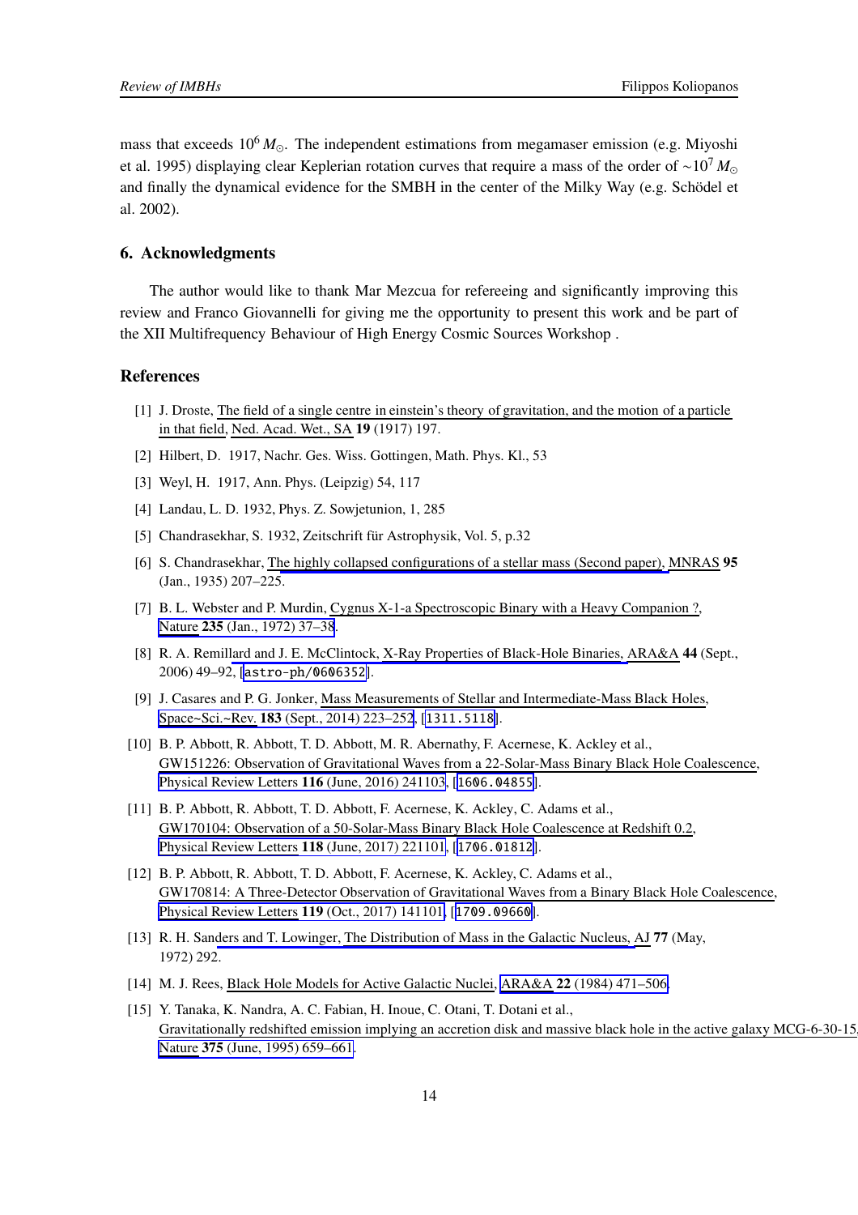mass that exceeds $10^6\,M_\odot$. The independent estimations from megamaser emission (e.g. Miyoshi et al. 1995) displaying clear Keplerian rotation curves that require a mass of the order of $\sim 10^7\,M_\odot$ and finally the dynamical evidence for the SMBH in the center of the Milky Way (e.g. Schödel et al. 2002).

## 6. Acknowledgments

The author would like to thank Mar Mezcua for refereeing and significantly improving this review and Franco Giovannelli for giving me the opportunity to present this work and be part of the XII Multifrequency Behaviour of High Energy Cosmic Sources Workshop .

## References

[1] J. Droste, The field of a single centre in einstein's theory of gravitation, and the motion of a particle in that field, Ned. Acad. Wet., SA **19** (1917) 197.

[2] Hilbert, D. 1917, Nachr. Ges. Wiss. Gottingen, Math. Phys. Kl., 53

[3] Weyl, H. 1917, Ann. Phys. (Leipzig) 54, 117

[4] Landau, L. D. 1932, Phys. Z. Sowjetunion, 1, 285

[5] Chandrasekhar, S. 1932, Zeitschrift für Astrophysik, Vol. 5, p.32

[6] S. Chandrasekhar, The highly collapsed configurations of a stellar mass (Second paper), MNRAS **95** (Jan., 1935) 207–225.

[7] B. L. Webster and P. Murdin, Cygnus X-1-a Spectroscopic Binary with a Heavy Companion ?, Nature **235** (Jan., 1972) 37–38.

[8] R. A. Remillard and J. E. McClintock, X-Ray Properties of Black-Hole Binaries, ARA&A **44** (Sept., 2006) 49–92, [astro-ph/0606352].

[9] J. Casares and P. G. Jonker, Mass Measurements of Stellar and Intermediate-Mass Black Holes, Space~Sci.~Rev. **183** (Sept., 2014) 223–252, [1311.5118].

[10] B. P. Abbott, R. Abbott, T. D. Abbott, M. R. Abernathy, F. Acernese, K. Ackley et al., GW151226: Observation of Gravitational Waves from a 22-Solar-Mass Binary Black Hole Coalescence, Physical Review Letters **116** (June, 2016) 241103, [1606.04855].

[11] B. P. Abbott, R. Abbott, T. D. Abbott, F. Acernese, K. Ackley, C. Adams et al., GW170104: Observation of a 50-Solar-Mass Binary Black Hole Coalescence at Redshift 0.2, Physical Review Letters **118** (June, 2017) 221101, [1706.01812].

[12] B. P. Abbott, R. Abbott, T. D. Abbott, F. Acernese, K. Ackley, C. Adams et al., GW170814: A Three-Detector Observation of Gravitational Waves from a Binary Black Hole Coalescence, Physical Review Letters **119** (Oct., 2017) 141101, [1709.09660].

[13] R. H. Sanders and T. Lowinger, The Distribution of Mass in the Galactic Nucleus, AJ **77** (May, 1972) 292.

[14] M. J. Rees, Black Hole Models for Active Galactic Nuclei, ARA&A **22** (1984) 471–506.

[15] Y. Tanaka, K. Nandra, A. C. Fabian, H. Inoue, C. Otani, T. Dotani et al., Gravitationally redshifted emission implying an accretion disk and massive black hole in the active galaxy MCG-6-30-15, Nature **375** (June, 1995) 659–661.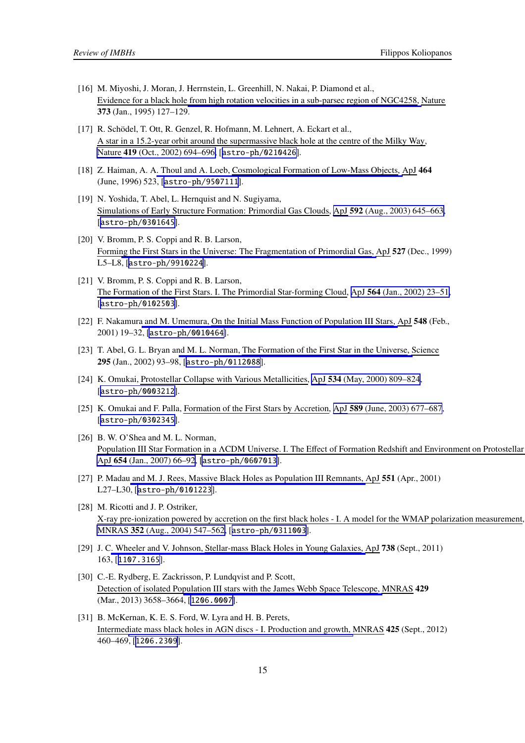[16] M. Miyoshi, J. Moran, J. Herrnstein, L. Greenhill, N. Nakai, P. Diamond et al., Evidence for a black hole from high rotation velocities in a sub-parsec region of NGC4258, Nature **373** (Jan., 1995) 127–129.

[17] R. Schödel, T. Ott, R. Genzel, R. Hofmann, M. Lehnert, A. Eckart et al., A star in a 15.2-year orbit around the supermassive black hole at the centre of the Milky Way, Nature **419** (Oct., 2002) 694–696, [astro-ph/0210426].

[18] Z. Haiman, A. A. Thoul and A. Loeb, Cosmological Formation of Low-Mass Objects, ApJ **464** (June, 1996) 523, [astro-ph/9507111].

[19] N. Yoshida, T. Abel, L. Hernquist and N. Sugiyama, Simulations of Early Structure Formation: Primordial Gas Clouds, ApJ **592** (Aug., 2003) 645–663, [astro-ph/0301645].

[20] V. Bromm, P. S. Coppi and R. B. Larson, Forming the First Stars in the Universe: The Fragmentation of Primordial Gas, ApJ **527** (Dec., 1999) L5–L8, [astro-ph/9910224].

[21] V. Bromm, P. S. Coppi and R. B. Larson, The Formation of the First Stars. I. The Primordial Star-forming Cloud, ApJ **564** (Jan., 2002) 23–51, [astro-ph/0102503].

[22] F. Nakamura and M. Umemura, On the Initial Mass Function of Population III Stars, ApJ **548** (Feb., 2001) 19–32, [astro-ph/0010464].

[23] T. Abel, G. L. Bryan and M. L. Norman, The Formation of the First Star in the Universe, Science **295** (Jan., 2002) 93–98, [astro-ph/0112088].

[24] K. Omukai, Protostellar Collapse with Various Metallicities, ApJ **534** (May, 2000) 809–824, [astro-ph/0003212].

[25] K. Omukai and F. Palla, Formation of the First Stars by Accretion, ApJ **589** (June, 2003) 677–687, [astro-ph/0302345].

[26] B. W. O'Shea and M. L. Norman, Population III Star Formation in a ΛCDM Universe. I. The Effect of Formation Redshift and Environment on Protostellar ApJ **654** (Jan., 2007) 66–92, [astro-ph/0607013].

[27] P. Madau and M. J. Rees, Massive Black Holes as Population III Remnants, ApJ **551** (Apr., 2001) L27–L30, [astro-ph/0101223].

[28] M. Ricotti and J. P. Ostriker, X-ray pre-ionization powered by accretion on the first black holes - I. A model for the WMAP polarization measurement, MNRAS **352** (Aug., 2004) 547–562, [astro-ph/0311003].

[29] J. C. Wheeler and V. Johnson, Stellar-mass Black Holes in Young Galaxies, ApJ **738** (Sept., 2011) 163, [1107.3165].

[30] C.-E. Rydberg, E. Zackrisson, P. Lundqvist and P. Scott, Detection of isolated Population III stars with the James Webb Space Telescope, MNRAS **429** (Mar., 2013) 3658–3664, [1206.0007].

[31] B. McKernan, K. E. S. Ford, W. Lyra and H. B. Perets, Intermediate mass black holes in AGN discs - I. Production and growth, MNRAS **425** (Sept., 2012) 460–469, [1206.2309].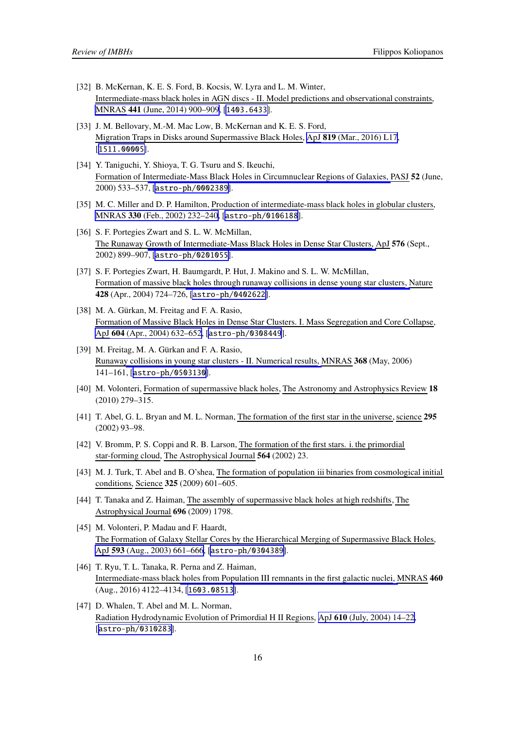[32] B. McKernan, K. E. S. Ford, B. Kocsis, W. Lyra and L. M. Winter, Intermediate-mass black holes in AGN discs - II. Model predictions and observational constraints, MNRAS **441** (June, 2014) 900–909, [1403.6433].

[33] J. M. Bellovary, M.-M. Mac Low, B. McKernan and K. E. S. Ford, Migration Traps in Disks around Supermassive Black Holes, ApJ **819** (Mar., 2016) L17, [1511.00005].

[34] Y. Taniguchi, Y. Shioya, T. G. Tsuru and S. Ikeuchi, Formation of Intermediate-Mass Black Holes in Circumnuclear Regions of Galaxies, PASJ **52** (June, 2000) 533–537, [astro-ph/0002389].

[35] M. C. Miller and D. P. Hamilton, Production of intermediate-mass black holes in globular clusters, MNRAS **330** (Feb., 2002) 232–240, [astro-ph/0106188].

[36] S. F. Portegies Zwart and S. L. W. McMillan, The Runaway Growth of Intermediate-Mass Black Holes in Dense Star Clusters, ApJ **576** (Sept., 2002) 899–907, [astro-ph/0201055].

[37] S. F. Portegies Zwart, H. Baumgardt, P. Hut, J. Makino and S. L. W. McMillan, Formation of massive black holes through runaway collisions in dense young star clusters, Nature **428** (Apr., 2004) 724–726, [astro-ph/0402622].

[38] M. A. Gürkan, M. Freitag and F. A. Rasio, Formation of Massive Black Holes in Dense Star Clusters. I. Mass Segregation and Core Collapse, ApJ **604** (Apr., 2004) 632–652, [astro-ph/0308449].

[39] M. Freitag, M. A. Gürkan and F. A. Rasio, Runaway collisions in young star clusters - II. Numerical results, MNRAS **368** (May, 2006) 141–161, [astro-ph/0503130].

[40] M. Volonteri, Formation of supermassive black holes, The Astronomy and Astrophysics Review **18** (2010) 279–315.

[41] T. Abel, G. L. Bryan and M. L. Norman, The formation of the first star in the universe, science **295** (2002) 93–98.

[42] V. Bromm, P. S. Coppi and R. B. Larson, The formation of the first stars. i. the primordial star-forming cloud, The Astrophysical Journal **564** (2002) 23.

[43] M. J. Turk, T. Abel and B. O'shea, The formation of population iii binaries from cosmological initial conditions, Science **325** (2009) 601–605.

[44] T. Tanaka and Z. Haiman, The assembly of supermassive black holes at high redshifts, The Astrophysical Journal **696** (2009) 1798.

[45] M. Volonteri, P. Madau and F. Haardt, The Formation of Galaxy Stellar Cores by the Hierarchical Merging of Supermassive Black Holes, ApJ **593** (Aug., 2003) 661–666, [astro-ph/0304389].

[46] T. Ryu, T. L. Tanaka, R. Perna and Z. Haiman, Intermediate-mass black holes from Population III remnants in the first galactic nuclei, MNRAS **460** (Aug., 2016) 4122–4134, [1603.08513].

[47] D. Whalen, T. Abel and M. L. Norman, Radiation Hydrodynamic Evolution of Primordial H II Regions, ApJ **610** (July, 2004) 14–22, [astro-ph/0310283].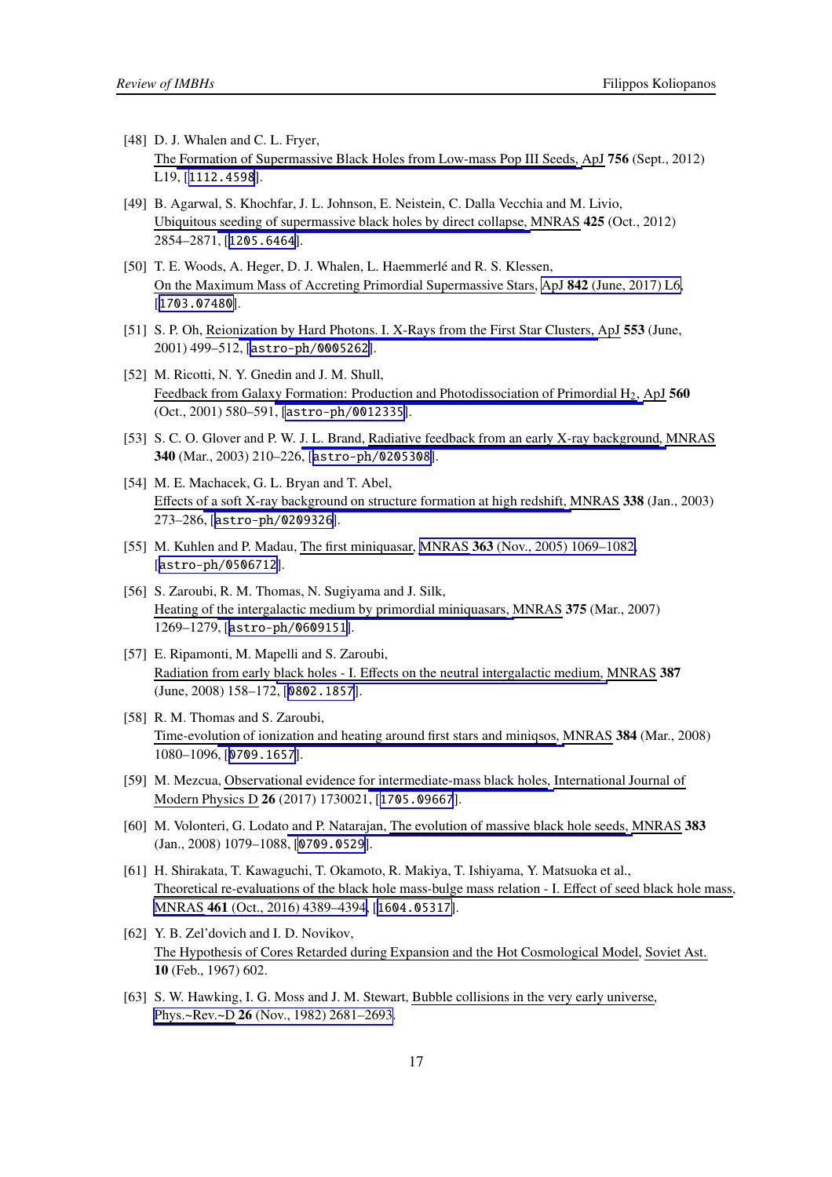[48] D. J. Whalen and C. L. Fryer, The Formation of Supermassive Black Holes from Low-mass Pop III Seeds, ApJ **756** (Sept., 2012) L19, [1112.4598].

[49] B. Agarwal, S. Khochfar, J. L. Johnson, E. Neistein, C. Dalla Vecchia and M. Livio, Ubiquitous seeding of supermassive black holes by direct collapse, MNRAS **425** (Oct., 2012) 2854–2871, [1205.6464].

[50] T. E. Woods, A. Heger, D. J. Whalen, L. Haemmerlé and R. S. Klessen, On the Maximum Mass of Accreting Primordial Supermassive Stars, ApJ **842** (June, 2017) L6, [1703.07480].

[51] S. P. Oh, Reionization by Hard Photons. I. X-Rays from the First Star Clusters, ApJ **553** (June, 2001) 499–512, [astro-ph/0005262].

[52] M. Ricotti, N. Y. Gnedin and J. M. Shull, Feedback from Galaxy Formation: Production and Photodissociation of Primordial $H_2$, ApJ **560** (Oct., 2001) 580–591, [astro-ph/0012335].

[53] S. C. O. Glover and P. W. J. L. Brand, Radiative feedback from an early X-ray background, MNRAS **340** (Mar., 2003) 210–226, [astro-ph/0205308].

[54] M. E. Machacek, G. L. Bryan and T. Abel, Effects of a soft X-ray background on structure formation at high redshift, MNRAS **338** (Jan., 2003) 273–286, [astro-ph/0209326].

[55] M. Kuhlen and P. Madau, The first miniquasar, MNRAS **363** (Nov., 2005) 1069–1082, [astro-ph/0506712].

[56] S. Zaroubi, R. M. Thomas, N. Sugiyama and J. Silk, Heating of the intergalactic medium by primordial miniquasars, MNRAS **375** (Mar., 2007) 1269–1279, [astro-ph/0609151].

[57] E. Ripamonti, M. Mapelli and S. Zaroubi, Radiation from early black holes - I. Effects on the neutral intergalactic medium, MNRAS **387** (June, 2008) 158–172, [0802.1857].

[58] R. M. Thomas and S. Zaroubi, Time-evolution of ionization and heating around first stars and miniqsos, MNRAS **384** (Mar., 2008) 1080–1096, [0709.1657].

[59] M. Mezcua, Observational evidence for intermediate-mass black holes, International Journal of Modern Physics D **26** (2017) 1730021, [1705.09667].

[60] M. Volonteri, G. Lodato and P. Natarajan, The evolution of massive black hole seeds, MNRAS **383** (Jan., 2008) 1079–1088, [0709.0529].

[61] H. Shirakata, T. Kawaguchi, T. Okamoto, R. Makiya, T. Ishiyama, Y. Matsuoka et al., Theoretical re-evaluations of the black hole mass-bulge mass relation - I. Effect of seed black hole mass, MNRAS **461** (Oct., 2016) 4389–4394, [1604.05317].

[62] Y. B. Zel'dovich and I. D. Novikov, The Hypothesis of Cores Retarded during Expansion and the Hot Cosmological Model, Soviet Ast. **10** (Feb., 1967) 602.

[63] S. W. Hawking, I. G. Moss and J. M. Stewart, Bubble collisions in the very early universe, Phys.~Rev.~D **26** (Nov., 1982) 2681–2693.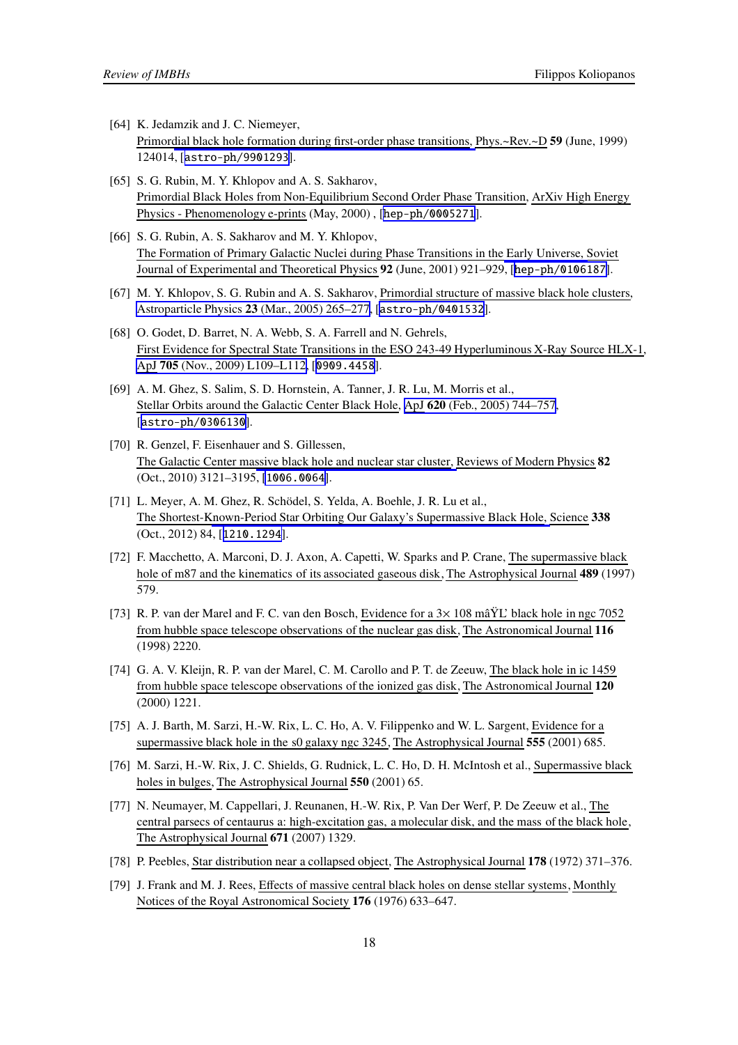[64] K. Jedamzik and J. C. Niemeyer, Primordial black hole formation during first-order phase transitions, Phys.~Rev.~D **59** (June, 1999) 124014, [astro-ph/9901293].

[65] S. G. Rubin, M. Y. Khlopov and A. S. Sakharov, Primordial Black Holes from Non-Equilibrium Second Order Phase Transition, ArXiv High Energy Physics - Phenomenology e-prints (May, 2000) , [hep-ph/0005271].

[66] S. G. Rubin, A. S. Sakharov and M. Y. Khlopov, The Formation of Primary Galactic Nuclei during Phase Transitions in the Early Universe, Soviet Journal of Experimental and Theoretical Physics **92** (June, 2001) 921–929, [hep-ph/0106187].

[67] M. Y. Khlopov, S. G. Rubin and A. S. Sakharov, Primordial structure of massive black hole clusters, Astroparticle Physics **23** (Mar., 2005) 265–277, [astro-ph/0401532].

[68] O. Godet, D. Barret, N. A. Webb, S. A. Farrell and N. Gehrels, First Evidence for Spectral State Transitions in the ESO 243-49 Hyperluminous X-Ray Source HLX-1, ApJ **705** (Nov., 2009) L109–L112, [0909.4458].

[69] A. M. Ghez, S. Salim, S. D. Hornstein, A. Tanner, J. R. Lu, M. Morris et al., Stellar Orbits around the Galactic Center Black Hole, ApJ **620** (Feb., 2005) 744–757, [astro-ph/0306130].

[70] R. Genzel, F. Eisenhauer and S. Gillessen, The Galactic Center massive black hole and nuclear star cluster, Reviews of Modern Physics **82** (Oct., 2010) 3121–3195, [1006.0064].

[71] L. Meyer, A. M. Ghez, R. Schödel, S. Yelda, A. Boehle, J. R. Lu et al., The Shortest-Known-Period Star Orbiting Our Galaxy's Supermassive Black Hole, Science **338** (Oct., 2012) 84, [1210.1294].

[72] F. Macchetto, A. Marconi, D. J. Axon, A. Capetti, W. Sparks and P. Crane, The supermassive black hole of m87 and the kinematics of its associated gaseous disk, The Astrophysical Journal **489** (1997) 579.

[73] R. P. van der Marel and F. C. van den Bosch, Evidence for a 3× 108 mâŸL' black hole in ngc 7052 from hubble space telescope observations of the nuclear gas disk, The Astronomical Journal **116** (1998) 2220.

[74] G. A. V. Kleijn, R. P. van der Marel, C. M. Carollo and P. T. de Zeeuw, The black hole in ic 1459 from hubble space telescope observations of the ionized gas disk, The Astronomical Journal **120** (2000) 1221.

[75] A. J. Barth, M. Sarzi, H.-W. Rix, L. C. Ho, A. V. Filippenko and W. L. Sargent, Evidence for a supermassive black hole in the s0 galaxy ngc 3245, The Astrophysical Journal **555** (2001) 685.

[76] M. Sarzi, H.-W. Rix, J. C. Shields, G. Rudnick, L. C. Ho, D. H. McIntosh et al., Supermassive black holes in bulges, The Astrophysical Journal **550** (2001) 65.

[77] N. Neumayer, M. Cappellari, J. Reunanen, H.-W. Rix, P. Van Der Werf, P. De Zeeuw et al., The central parsecs of centaurus a: high-excitation gas, a molecular disk, and the mass of the black hole, The Astrophysical Journal **671** (2007) 1329.

[78] P. Peebles, Star distribution near a collapsed object, The Astrophysical Journal **178** (1972) 371–376.

[79] J. Frank and M. J. Rees, Effects of massive central black holes on dense stellar systems, Monthly Notices of the Royal Astronomical Society **176** (1976) 633–647.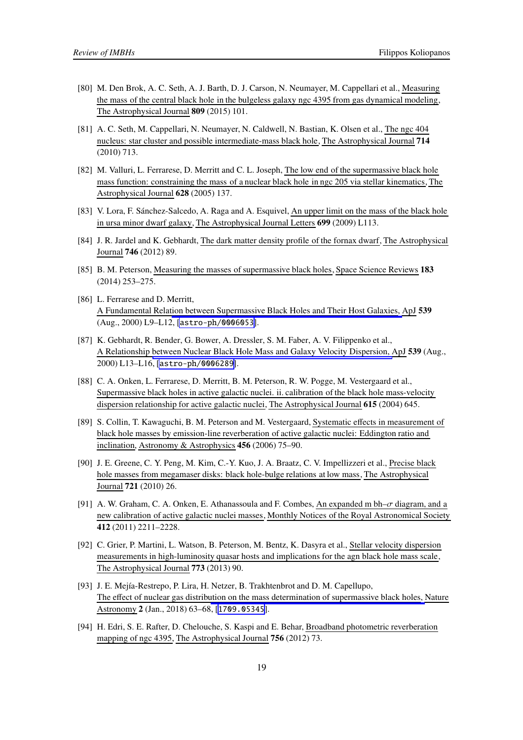[80] M. Den Brok, A. C. Seth, A. J. Barth, D. J. Carson, N. Neumayer, M. Cappellari et al., Measuring the mass of the central black hole in the bulgeless galaxy ngc 4395 from gas dynamical modeling, The Astrophysical Journal **809** (2015) 101.

[81] A. C. Seth, M. Cappellari, N. Neumayer, N. Caldwell, N. Bastian, K. Olsen et al., The ngc 404 nucleus: star cluster and possible intermediate-mass black hole, The Astrophysical Journal **714** (2010) 713.

[82] M. Valluri, L. Ferrarese, D. Merritt and C. L. Joseph, The low end of the supermassive black hole mass function: constraining the mass of a nuclear black hole in ngc 205 via stellar kinematics, The Astrophysical Journal **628** (2005) 137.

[83] V. Lora, F. Sánchez-Salcedo, A. Raga and A. Esquivel, An upper limit on the mass of the black hole in ursa minor dwarf galaxy, The Astrophysical Journal Letters **699** (2009) L113.

[84] J. R. Jardel and K. Gebhardt, The dark matter density profile of the fornax dwarf, The Astrophysical Journal **746** (2012) 89.

[85] B. M. Peterson, Measuring the masses of supermassive black holes, Space Science Reviews **183** (2014) 253–275.

[86] L. Ferrarese and D. Merritt, A Fundamental Relation between Supermassive Black Holes and Their Host Galaxies, ApJ **539** (Aug., 2000) L9–L12, [astro-ph/0006053].

[87] K. Gebhardt, R. Bender, G. Bower, A. Dressler, S. M. Faber, A. V. Filippenko et al., A Relationship between Nuclear Black Hole Mass and Galaxy Velocity Dispersion, ApJ **539** (Aug., 2000) L13–L16, [astro-ph/0006289].

[88] C. A. Onken, L. Ferrarese, D. Merritt, B. M. Peterson, R. W. Pogge, M. Vestergaard et al., Supermassive black holes in active galactic nuclei. ii. calibration of the black hole mass-velocity dispersion relationship for active galactic nuclei, The Astrophysical Journal **615** (2004) 645.

[89] S. Collin, T. Kawaguchi, B. M. Peterson and M. Vestergaard, Systematic effects in measurement of black hole masses by emission-line reverberation of active galactic nuclei: Eddington ratio and inclination, Astronomy & Astrophysics **456** (2006) 75–90.

[90] J. E. Greene, C. Y. Peng, M. Kim, C.-Y. Kuo, J. A. Braatz, C. V. Impellizzeri et al., Precise black hole masses from megamaser disks: black hole-bulge relations at low mass, The Astrophysical Journal **721** (2010) 26.

[91] A. W. Graham, C. A. Onken, E. Athanassoula and F. Combes, An expanded m bh–$\sigma$ diagram, and a new calibration of active galactic nuclei masses, Monthly Notices of the Royal Astronomical Society **412** (2011) 2211–2228.

[92] C. Grier, P. Martini, L. Watson, B. Peterson, M. Bentz, K. Dasyra et al., Stellar velocity dispersion measurements in high-luminosity quasar hosts and implications for the agn black hole mass scale, The Astrophysical Journal **773** (2013) 90.

[93] J. E. Mejía-Restrepo, P. Lira, H. Netzer, B. Trakhtenbrot and D. M. Capellupo, The effect of nuclear gas distribution on the mass determination of supermassive black holes, Nature Astronomy **2** (Jan., 2018) 63–68, [1709.05345].

[94] H. Edri, S. E. Rafter, D. Chelouche, S. Kaspi and E. Behar, Broadband photometric reverberation mapping of ngc 4395, The Astrophysical Journal **756** (2012) 73.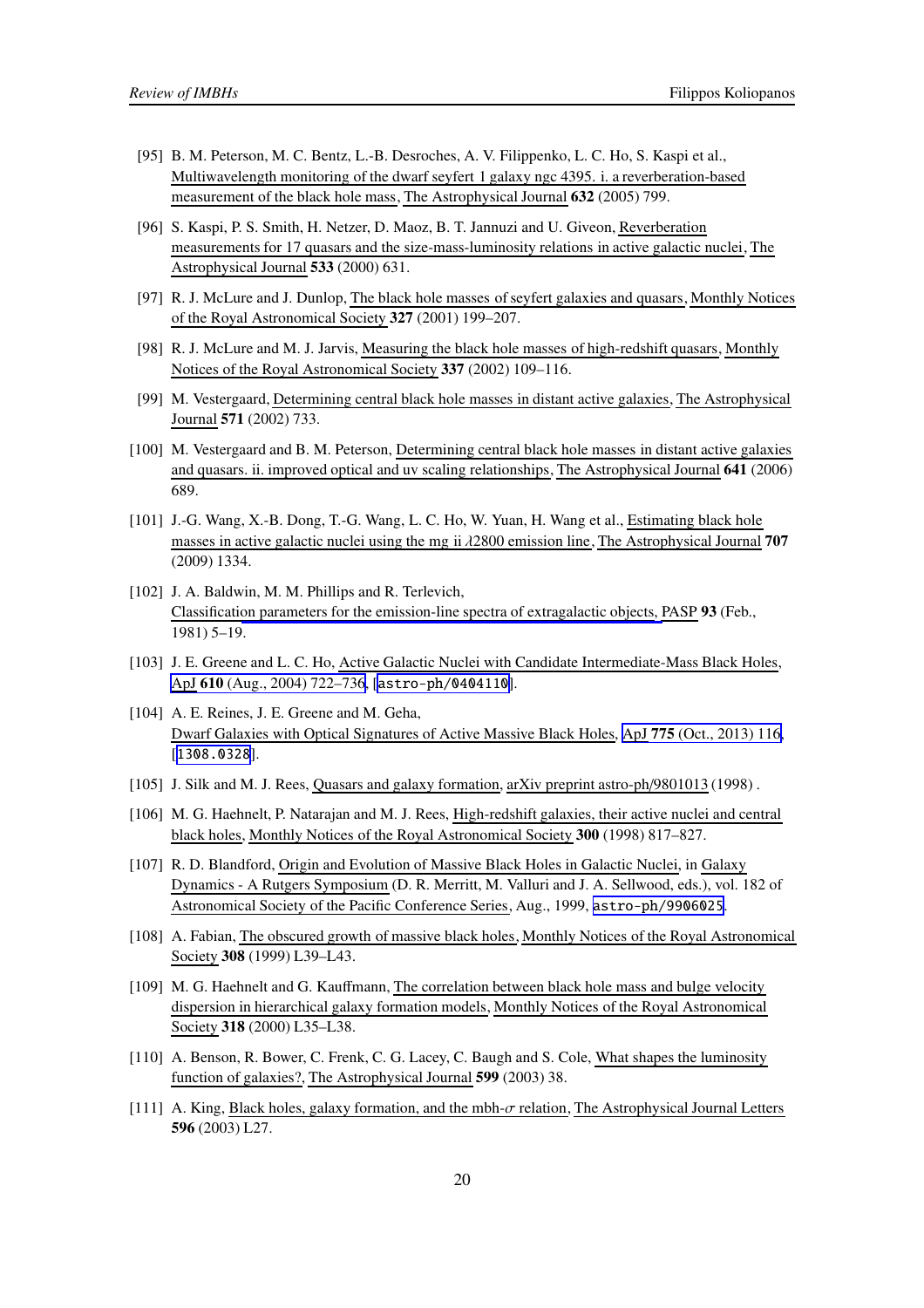[95] B. M. Peterson, M. C. Bentz, L.-B. Desroches, A. V. Filippenko, L. C. Ho, S. Kaspi et al., Multiwavelength monitoring of the dwarf seyfert 1 galaxy ngc 4395. i. a reverberation-based measurement of the black hole mass, The Astrophysical Journal **632** (2005) 799.

[96] S. Kaspi, P. S. Smith, H. Netzer, D. Maoz, B. T. Jannuzi and U. Giveon, Reverberation measurements for 17 quasars and the size-mass-luminosity relations in active galactic nuclei, The Astrophysical Journal **533** (2000) 631.

[97] R. J. McLure and J. Dunlop, The black hole masses of seyfert galaxies and quasars, Monthly Notices of the Royal Astronomical Society **327** (2001) 199–207.

[98] R. J. McLure and M. J. Jarvis, Measuring the black hole masses of high-redshift quasars, Monthly Notices of the Royal Astronomical Society **337** (2002) 109–116.

[99] M. Vestergaard, Determining central black hole masses in distant active galaxies, The Astrophysical Journal **571** (2002) 733.

[100] M. Vestergaard and B. M. Peterson, Determining central black hole masses in distant active galaxies and quasars. ii. improved optical and uv scaling relationships, The Astrophysical Journal **641** (2006) 689.

[101] J.-G. Wang, X.-B. Dong, T.-G. Wang, L. C. Ho, W. Yuan, H. Wang et al., Estimating black hole masses in active galactic nuclei using the mg ii $\lambda$2800 emission line, The Astrophysical Journal **707** (2009) 1334.

[102] J. A. Baldwin, M. M. Phillips and R. Terlevich, Classification parameters for the emission-line spectra of extragalactic objects, PASP **93** (Feb., 1981) 5–19.

[103] J. E. Greene and L. C. Ho, Active Galactic Nuclei with Candidate Intermediate-Mass Black Holes, ApJ **610** (Aug., 2004) 722–736, [astro-ph/0404110].

[104] A. E. Reines, J. E. Greene and M. Geha, Dwarf Galaxies with Optical Signatures of Active Massive Black Holes, ApJ **775** (Oct., 2013) 116, [1308.0328].

[105] J. Silk and M. J. Rees, Quasars and galaxy formation, arXiv preprint astro-ph/9801013 (1998) .

[106] M. G. Haehnelt, P. Natarajan and M. J. Rees, High-redshift galaxies, their active nuclei and central black holes, Monthly Notices of the Royal Astronomical Society **300** (1998) 817–827.

[107] R. D. Blandford, Origin and Evolution of Massive Black Holes in Galactic Nuclei, in Galaxy Dynamics - A Rutgers Symposium (D. R. Merritt, M. Valluri and J. A. Sellwood, eds.), vol. 182 of Astronomical Society of the Pacific Conference Series, Aug., 1999, astro-ph/9906025.

[108] A. Fabian, The obscured growth of massive black holes, Monthly Notices of the Royal Astronomical Society **308** (1999) L39–L43.

[109] M. G. Haehnelt and G. Kauffmann, The correlation between black hole mass and bulge velocity dispersion in hierarchical galaxy formation models, Monthly Notices of the Royal Astronomical Society **318** (2000) L35–L38.

[110] A. Benson, R. Bower, C. Frenk, C. G. Lacey, C. Baugh and S. Cole, What shapes the luminosity function of galaxies?, The Astrophysical Journal **599** (2003) 38.

[111] A. King, Black holes, galaxy formation, and the mbh-$\sigma$ relation, The Astrophysical Journal Letters **596** (2003) L27.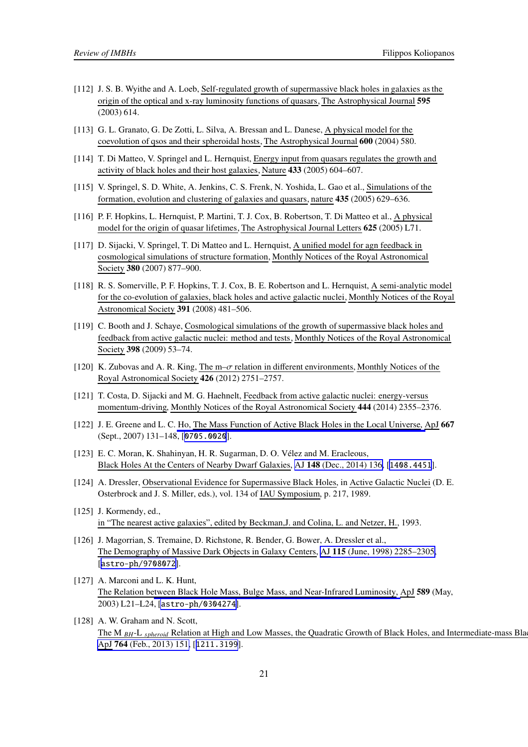[112] J. S. B. Wyithe and A. Loeb, Self-regulated growth of supermassive black holes in galaxies as the origin of the optical and x-ray luminosity functions of quasars, The Astrophysical Journal **595** (2003) 614.

[113] G. L. Granato, G. De Zotti, L. Silva, A. Bressan and L. Danese, A physical model for the coevolution of qsos and their spheroidal hosts, The Astrophysical Journal **600** (2004) 580.

[114] T. Di Matteo, V. Springel and L. Hernquist, Energy input from quasars regulates the growth and activity of black holes and their host galaxies, Nature **433** (2005) 604–607.

[115] V. Springel, S. D. White, A. Jenkins, C. S. Frenk, N. Yoshida, L. Gao et al., Simulations of the formation, evolution and clustering of galaxies and quasars, nature **435** (2005) 629–636.

[116] P. F. Hopkins, L. Hernquist, P. Martini, T. J. Cox, B. Robertson, T. Di Matteo et al., A physical model for the origin of quasar lifetimes, The Astrophysical Journal Letters **625** (2005) L71.

[117] D. Sijacki, V. Springel, T. Di Matteo and L. Hernquist, A unified model for agn feedback in cosmological simulations of structure formation, Monthly Notices of the Royal Astronomical Society **380** (2007) 877–900.

[118] R. S. Somerville, P. F. Hopkins, T. J. Cox, B. E. Robertson and L. Hernquist, A semi-analytic model for the co-evolution of galaxies, black holes and active galactic nuclei, Monthly Notices of the Royal Astronomical Society **391** (2008) 481–506.

[119] C. Booth and J. Schaye, Cosmological simulations of the growth of supermassive black holes and feedback from active galactic nuclei: method and tests, Monthly Notices of the Royal Astronomical Society **398** (2009) 53–74.

[120] K. Zubovas and A. R. King, The m–$\sigma$ relation in different environments, Monthly Notices of the Royal Astronomical Society **426** (2012) 2751–2757.

[121] T. Costa, D. Sijacki and M. G. Haehnelt, Feedback from active galactic nuclei: energy-versus momentum-driving, Monthly Notices of the Royal Astronomical Society **444** (2014) 2355–2376.

[122] J. E. Greene and L. C. Ho, The Mass Function of Active Black Holes in the Local Universe, ApJ **667** (Sept., 2007) 131–148, [0705.0020].

[123] E. C. Moran, K. Shahinyan, H. R. Sugarman, D. O. Vélez and M. Eracleous, Black Holes At the Centers of Nearby Dwarf Galaxies, AJ **148** (Dec., 2014) 136, [1408.4451].

[124] A. Dressler, Observational Evidence for Supermassive Black Holes, in Active Galactic Nuclei (D. E. Osterbrock and J. S. Miller, eds.), vol. 134 of IAU Symposium, p. 217, 1989.

[125] J. Kormendy, ed., in "The nearest active galaxies", edited by Beckman,J. and Colina, L. and Netzer, H., 1993.

[126] J. Magorrian, S. Tremaine, D. Richstone, R. Bender, G. Bower, A. Dressler et al., The Demography of Massive Dark Objects in Galaxy Centers, AJ **115** (June, 1998) 2285–2305, [astro-ph/9708072].

[127] A. Marconi and L. K. Hunt, The Relation between Black Hole Mass, Bulge Mass, and Near-Infrared Luminosity, ApJ **589** (May, 2003) L21–L24, [astro-ph/0304274].

[128] A. W. Graham and N. Scott, The M $_{BH}$-L $_{spheroid}$ Relation at High and Low Masses, the Quadratic Growth of Black Holes, and Intermediate-mass Blac ApJ **764** (Feb., 2013) 151, [1211.3199].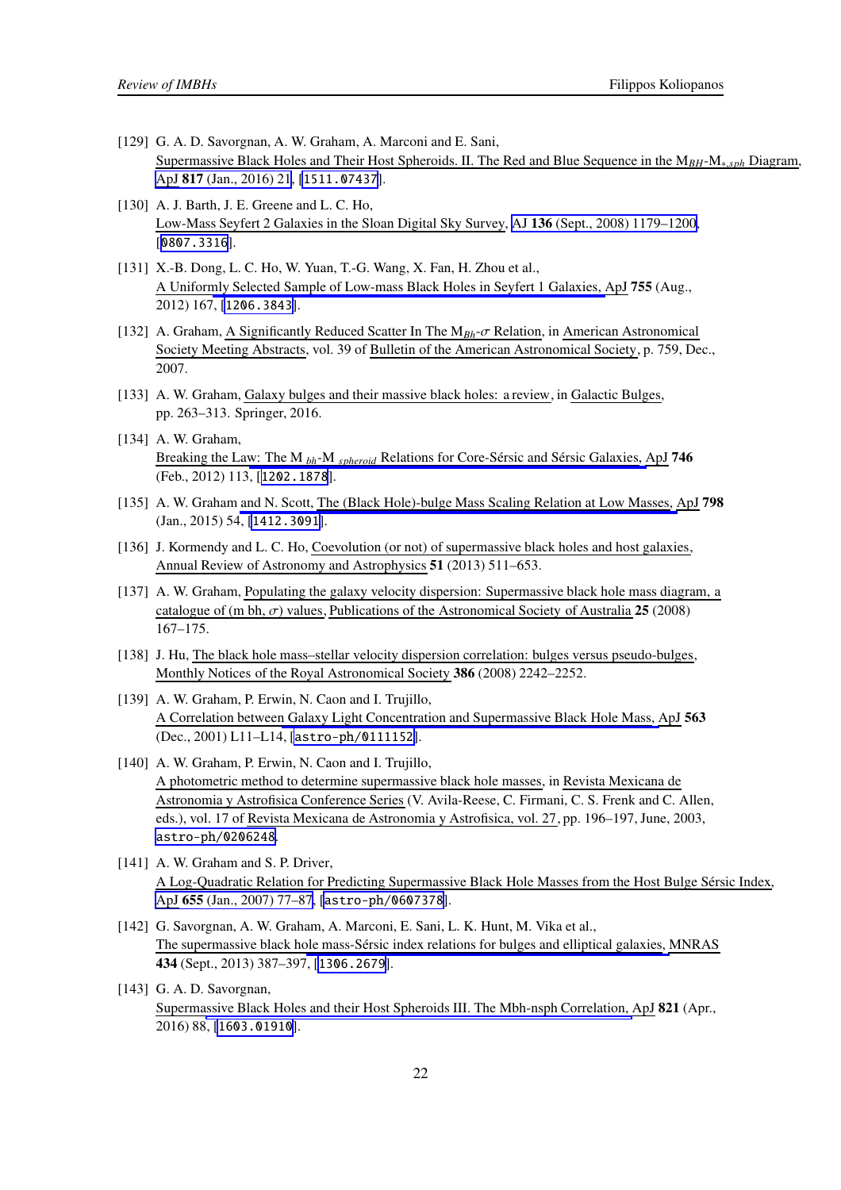[129] G. A. D. Savorgnan, A. W. Graham, A. Marconi and E. Sani, Supermassive Black Holes and Their Host Spheroids. II. The Red and Blue Sequence in the $M_{BH}$-$M_{*,sph}$ Diagram, ApJ **817** (Jan., 2016) 21, [1511.07437].

[130] A. J. Barth, J. E. Greene and L. C. Ho, Low-Mass Seyfert 2 Galaxies in the Sloan Digital Sky Survey, AJ **136** (Sept., 2008) 1179–1200, [0807.3316].

[131] X.-B. Dong, L. C. Ho, W. Yuan, T.-G. Wang, X. Fan, H. Zhou et al., A Uniformly Selected Sample of Low-mass Black Holes in Seyfert 1 Galaxies, ApJ **755** (Aug., 2012) 167, [1206.3843].

[132] A. Graham, A Significantly Reduced Scatter In The $M_{Bh}$-$\sigma$ Relation, in American Astronomical Society Meeting Abstracts, vol. 39 of Bulletin of the American Astronomical Society, p. 759, Dec., 2007.

[133] A. W. Graham, Galaxy bulges and their massive black holes: a review, in Galactic Bulges, pp. 263–313. Springer, 2016.

[134] A. W. Graham, Breaking the Law: The $M_{bh}$-$M_{spheroid}$ Relations for Core-Sérsic and Sérsic Galaxies, ApJ **746** (Feb., 2012) 113, [1202.1878].

[135] A. W. Graham and N. Scott, The (Black Hole)-bulge Mass Scaling Relation at Low Masses, ApJ **798** (Jan., 2015) 54, [1412.3091].

[136] J. Kormendy and L. C. Ho, Coevolution (or not) of supermassive black holes and host galaxies, Annual Review of Astronomy and Astrophysics **51** (2013) 511–653.

[137] A. W. Graham, Populating the galaxy velocity dispersion: Supermassive black hole mass diagram, a catalogue of (m bh, $\sigma$) values, Publications of the Astronomical Society of Australia **25** (2008) 167–175.

[138] J. Hu, The black hole mass–stellar velocity dispersion correlation: bulges versus pseudo-bulges, Monthly Notices of the Royal Astronomical Society **386** (2008) 2242–2252.

[139] A. W. Graham, P. Erwin, N. Caon and I. Trujillo, A Correlation between Galaxy Light Concentration and Supermassive Black Hole Mass, ApJ **563** (Dec., 2001) L11–L14, [astro-ph/0111152].

[140] A. W. Graham, P. Erwin, N. Caon and I. Trujillo, A photometric method to determine supermassive black hole masses, in Revista Mexicana de Astronomia y Astrofisica Conference Series (V. Avila-Reese, C. Firmani, C. S. Frenk and C. Allen, eds.), vol. 17 of Revista Mexicana de Astronomia y Astrofisica, vol. 27, pp. 196–197, June, 2003, astro-ph/0206248.

[141] A. W. Graham and S. P. Driver, A Log-Quadratic Relation for Predicting Supermassive Black Hole Masses from the Host Bulge Sérsic Index, ApJ **655** (Jan., 2007) 77–87, [astro-ph/0607378].

[142] G. Savorgnan, A. W. Graham, A. Marconi, E. Sani, L. K. Hunt, M. Vika et al., The supermassive black hole mass-Sérsic index relations for bulges and elliptical galaxies, MNRAS **434** (Sept., 2013) 387–397, [1306.2679].

[143] G. A. D. Savorgnan, Supermassive Black Holes and their Host Spheroids III. The Mbh-nsph Correlation, ApJ **821** (Apr., 2016) 88, [1603.01910].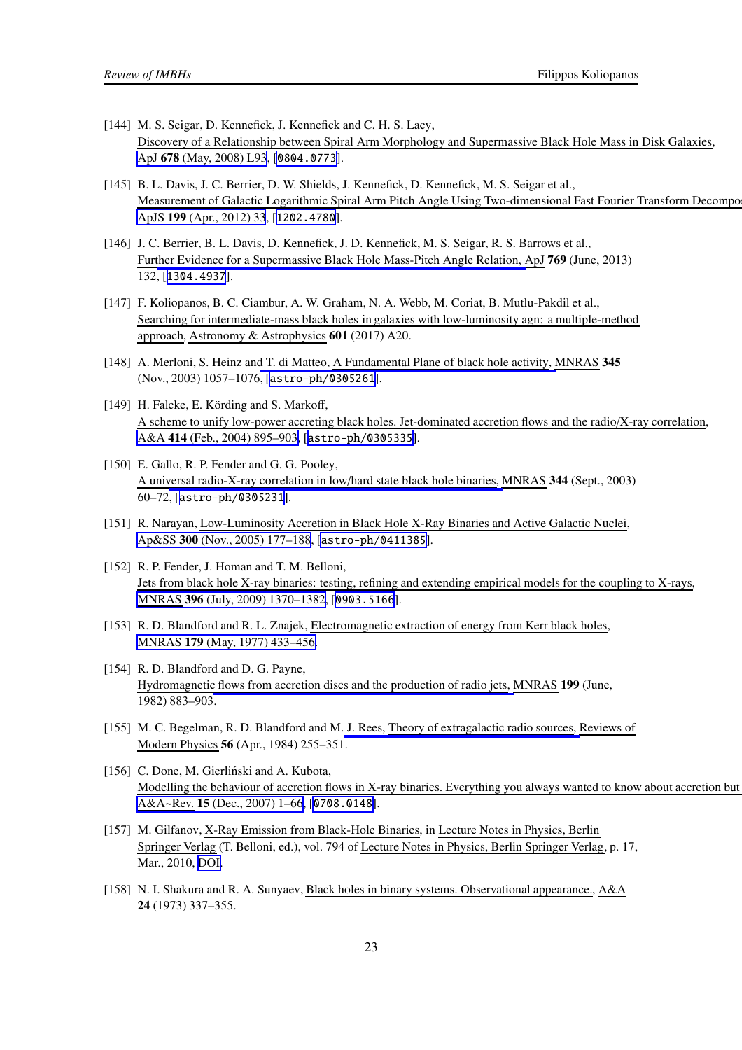[144] M. S. Seigar, D. Kennefick, J. Kennefick and C. H. S. Lacy, Discovery of a Relationship between Spiral Arm Morphology and Supermassive Black Hole Mass in Disk Galaxies, ApJ **678** (May, 2008) L93, [0804.0773].

[145] B. L. Davis, J. C. Berrier, D. W. Shields, J. Kennefick, D. Kennefick, M. S. Seigar et al., Measurement of Galactic Logarithmic Spiral Arm Pitch Angle Using Two-dimensional Fast Fourier Transform Decompos ApJS **199** (Apr., 2012) 33, [1202.4780].

[146] J. C. Berrier, B. L. Davis, D. Kennefick, J. D. Kennefick, M. S. Seigar, R. S. Barrows et al., Further Evidence for a Supermassive Black Hole Mass-Pitch Angle Relation, ApJ **769** (June, 2013) 132, [1304.4937].

[147] F. Koliopanos, B. C. Ciambur, A. W. Graham, N. A. Webb, M. Coriat, B. Mutlu-Pakdil et al., Searching for intermediate-mass black holes in galaxies with low-luminosity agn: a multiple-method approach, Astronomy & Astrophysics **601** (2017) A20.

[148] A. Merloni, S. Heinz and T. di Matteo, A Fundamental Plane of black hole activity, MNRAS **345** (Nov., 2003) 1057–1076, [astro-ph/0305261].

[149] H. Falcke, E. Körding and S. Markoff, A scheme to unify low-power accreting black holes. Jet-dominated accretion flows and the radio/X-ray correlation, A&A **414** (Feb., 2004) 895–903, [astro-ph/0305335].

[150] E. Gallo, R. P. Fender and G. G. Pooley, A universal radio-X-ray correlation in low/hard state black hole binaries, MNRAS **344** (Sept., 2003) 60–72, [astro-ph/0305231].

[151] R. Narayan, Low-Luminosity Accretion in Black Hole X-Ray Binaries and Active Galactic Nuclei, Ap&SS **300** (Nov., 2005) 177–188, [astro-ph/0411385].

[152] R. P. Fender, J. Homan and T. M. Belloni, Jets from black hole X-ray binaries: testing, refining and extending empirical models for the coupling to X-rays, MNRAS **396** (July, 2009) 1370–1382, [0903.5166].

[153] R. D. Blandford and R. L. Znajek, Electromagnetic extraction of energy from Kerr black holes, MNRAS **179** (May, 1977) 433–456.

[154] R. D. Blandford and D. G. Payne, Hydromagnetic flows from accretion discs and the production of radio jets, MNRAS **199** (June, 1982) 883–903.

[155] M. C. Begelman, R. D. Blandford and M. J. Rees, Theory of extragalactic radio sources, Reviews of Modern Physics **56** (Apr., 1984) 255–351.

[156] C. Done, M. Gierliński and A. Kubota, Modelling the behaviour of accretion flows in X-ray binaries. Everything you always wanted to know about accretion but A&A~Rev. **15** (Dec., 2007) 1–66, [0708.0148].

[157] M. Gilfanov, X-Ray Emission from Black-Hole Binaries, in Lecture Notes in Physics, Berlin Springer Verlag (T. Belloni, ed.), vol. 794 of Lecture Notes in Physics, Berlin Springer Verlag, p. 17, Mar., 2010, DOI.

[158] N. I. Shakura and R. A. Sunyaev, Black holes in binary systems. Observational appearance., A&A **24** (1973) 337–355.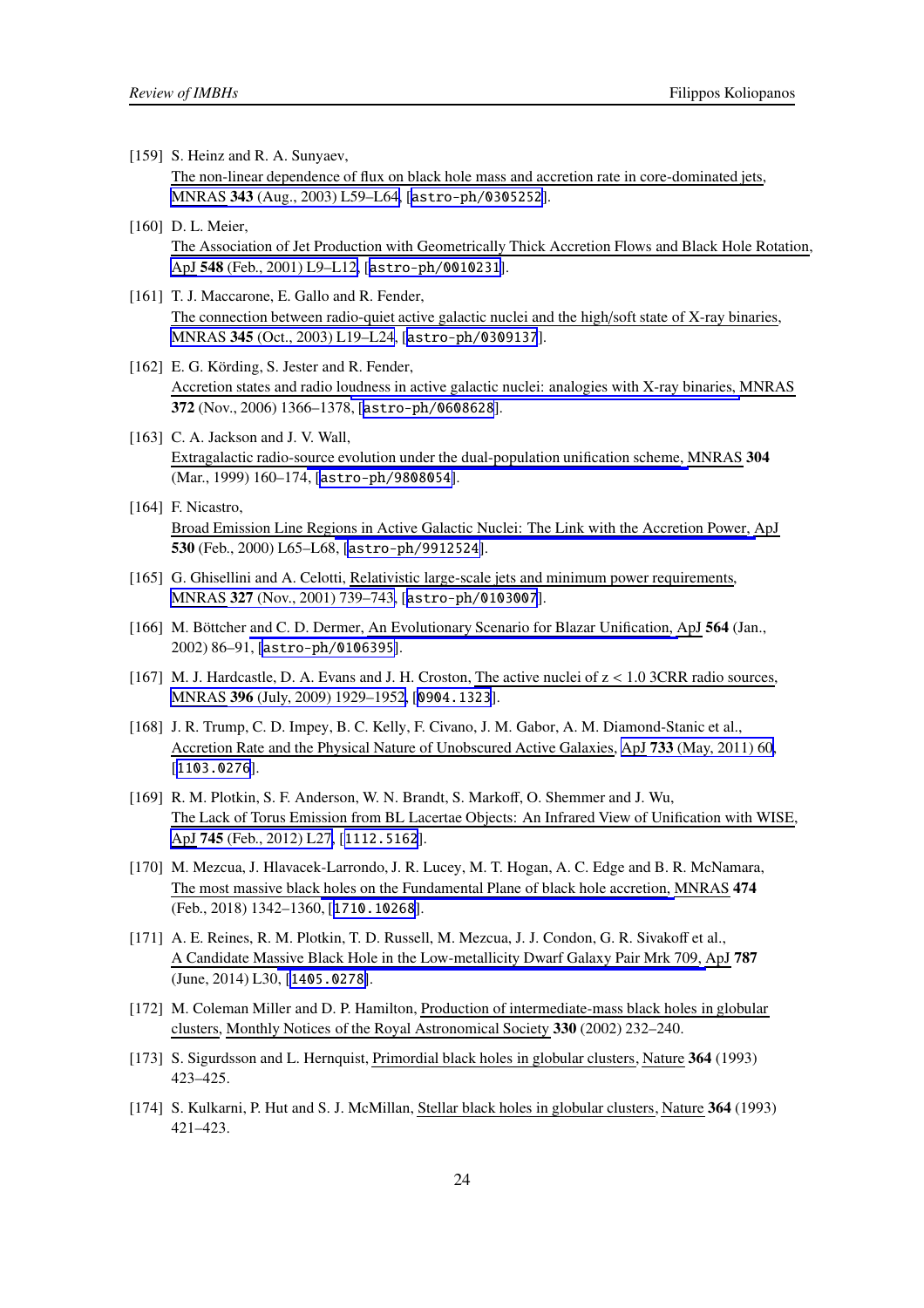[159] S. Heinz and R. A. Sunyaev,
The non-linear dependence of flux on black hole mass and accretion rate in core-dominated jets, MNRAS **343** (Aug., 2003) L59–L64, [astro-ph/0305252].

[160] D. L. Meier,
The Association of Jet Production with Geometrically Thick Accretion Flows and Black Hole Rotation, ApJ **548** (Feb., 2001) L9–L12, [astro-ph/0010231].

[161] T. J. Maccarone, E. Gallo and R. Fender,
The connection between radio-quiet active galactic nuclei and the high/soft state of X-ray binaries, MNRAS **345** (Oct., 2003) L19–L24, [astro-ph/0309137].

[162] E. G. Körding, S. Jester and R. Fender,
Accretion states and radio loudness in active galactic nuclei: analogies with X-ray binaries, MNRAS **372** (Nov., 2006) 1366–1378, [astro-ph/0608628].

[163] C. A. Jackson and J. V. Wall,
Extragalactic radio-source evolution under the dual-population unification scheme, MNRAS **304** (Mar., 1999) 160–174, [astro-ph/9808054].

[164] F. Nicastro,
Broad Emission Line Regions in Active Galactic Nuclei: The Link with the Accretion Power, ApJ **530** (Feb., 2000) L65–L68, [astro-ph/9912524].

[165] G. Ghisellini and A. Celotti, Relativistic large-scale jets and minimum power requirements, MNRAS **327** (Nov., 2001) 739–743, [astro-ph/0103007].

[166] M. Böttcher and C. D. Dermer, An Evolutionary Scenario for Blazar Unification, ApJ **564** (Jan., 2002) 86–91, [astro-ph/0106395].

[167] M. J. Hardcastle, D. A. Evans and J. H. Croston, The active nuclei of z < 1.0 3CRR radio sources, MNRAS **396** (July, 2009) 1929–1952, [0904.1323].

[168] J. R. Trump, C. D. Impey, B. C. Kelly, F. Civano, J. M. Gabor, A. M. Diamond-Stanic et al.,
Accretion Rate and the Physical Nature of Unobscured Active Galaxies, ApJ **733** (May, 2011) 60, [1103.0276].

[169] R. M. Plotkin, S. F. Anderson, W. N. Brandt, S. Markoff, O. Shemmer and J. Wu,
The Lack of Torus Emission from BL Lacertae Objects: An Infrared View of Unification with WISE, ApJ **745** (Feb., 2012) L27, [1112.5162].

[170] M. Mezcua, J. Hlavacek-Larrondo, J. R. Lucey, M. T. Hogan, A. C. Edge and B. R. McNamara,
The most massive black holes on the Fundamental Plane of black hole accretion, MNRAS **474** (Feb., 2018) 1342–1360, [1710.10268].

[171] A. E. Reines, R. M. Plotkin, T. D. Russell, M. Mezcua, J. J. Condon, G. R. Sivakoff et al.,
A Candidate Massive Black Hole in the Low-metallicity Dwarf Galaxy Pair Mrk 709, ApJ **787** (June, 2014) L30, [1405.0278].

[172] M. Coleman Miller and D. P. Hamilton, Production of intermediate-mass black holes in globular clusters, Monthly Notices of the Royal Astronomical Society **330** (2002) 232–240.

[173] S. Sigurdsson and L. Hernquist, Primordial black holes in globular clusters, Nature **364** (1993) 423–425.

[174] S. Kulkarni, P. Hut and S. J. McMillan, Stellar black holes in globular clusters, Nature **364** (1993) 421–423.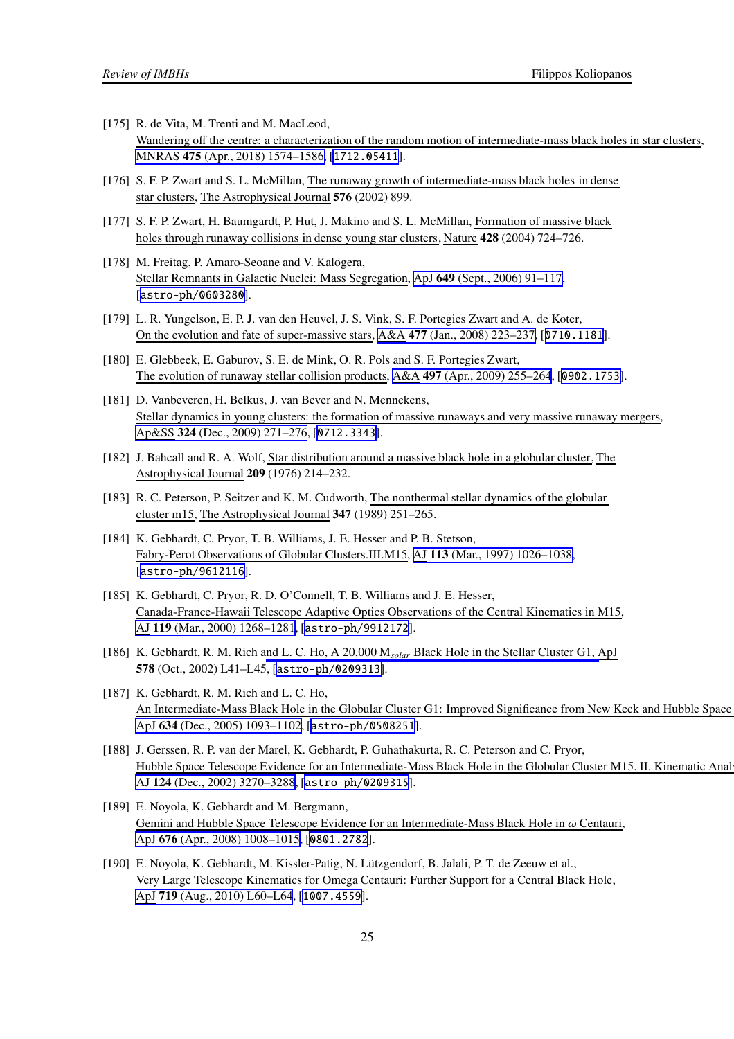[175] R. de Vita, M. Trenti and M. MacLeod, Wandering off the centre: a characterization of the random motion of intermediate-mass black holes in star clusters, MNRAS **475** (Apr., 2018) 1574–1586, [1712.05411].

[176] S. F. P. Zwart and S. L. McMillan, The runaway growth of intermediate-mass black holes in dense star clusters, The Astrophysical Journal **576** (2002) 899.

[177] S. F. P. Zwart, H. Baumgardt, P. Hut, J. Makino and S. L. McMillan, Formation of massive black holes through runaway collisions in dense young star clusters, Nature **428** (2004) 724–726.

[178] M. Freitag, P. Amaro-Seoane and V. Kalogera, Stellar Remnants in Galactic Nuclei: Mass Segregation, ApJ **649** (Sept., 2006) 91–117, [astro-ph/0603280].

[179] L. R. Yungelson, E. P. J. van den Heuvel, J. S. Vink, S. F. Portegies Zwart and A. de Koter, On the evolution and fate of super-massive stars, A&A **477** (Jan., 2008) 223–237, [0710.1181].

[180] E. Glebbeek, E. Gaburov, S. E. de Mink, O. R. Pols and S. F. Portegies Zwart, The evolution of runaway stellar collision products, A&A **497** (Apr., 2009) 255–264, [0902.1753].

[181] D. Vanbeveren, H. Belkus, J. van Bever and N. Mennekens, Stellar dynamics in young clusters: the formation of massive runaways and very massive runaway mergers, Ap&SS **324** (Dec., 2009) 271–276, [0712.3343].

[182] J. Bahcall and R. A. Wolf, Star distribution around a massive black hole in a globular cluster, The Astrophysical Journal **209** (1976) 214–232.

[183] R. C. Peterson, P. Seitzer and K. M. Cudworth, The nonthermal stellar dynamics of the globular cluster m15, The Astrophysical Journal **347** (1989) 251–265.

[184] K. Gebhardt, C. Pryor, T. B. Williams, J. E. Hesser and P. B. Stetson, Fabry-Perot Observations of Globular Clusters.III.M15, AJ **113** (Mar., 1997) 1026–1038, [astro-ph/9612116].

[185] K. Gebhardt, C. Pryor, R. D. O'Connell, T. B. Williams and J. E. Hesser, Canada-France-Hawaii Telescope Adaptive Optics Observations of the Central Kinematics in M15, AJ **119** (Mar., 2000) 1268–1281, [astro-ph/9912172].

[186] K. Gebhardt, R. M. Rich and L. C. Ho, A 20,000 $M_{solar}$ Black Hole in the Stellar Cluster G1, ApJ **578** (Oct., 2002) L41–L45, [astro-ph/0209313].

[187] K. Gebhardt, R. M. Rich and L. C. Ho, An Intermediate-Mass Black Hole in the Globular Cluster G1: Improved Significance from New Keck and Hubble Space ApJ **634** (Dec., 2005) 1093–1102, [astro-ph/0508251].

[188] J. Gerssen, R. P. van der Marel, K. Gebhardt, P. Guhathakurta, R. C. Peterson and C. Pryor, Hubble Space Telescope Evidence for an Intermediate-Mass Black Hole in the Globular Cluster M15. II. Kinematic Anal AJ **124** (Dec., 2002) 3270–3288, [astro-ph/0209315].

[189] E. Noyola, K. Gebhardt and M. Bergmann, Gemini and Hubble Space Telescope Evidence for an Intermediate-Mass Black Hole in $\omega$ Centauri, ApJ **676** (Apr., 2008) 1008–1015, [0801.2782].

[190] E. Noyola, K. Gebhardt, M. Kissler-Patig, N. Lützgendorf, B. Jalali, P. T. de Zeeuw et al., Very Large Telescope Kinematics for Omega Centauri: Further Support for a Central Black Hole, ApJ **719** (Aug., 2010) L60–L64, [1007.4559].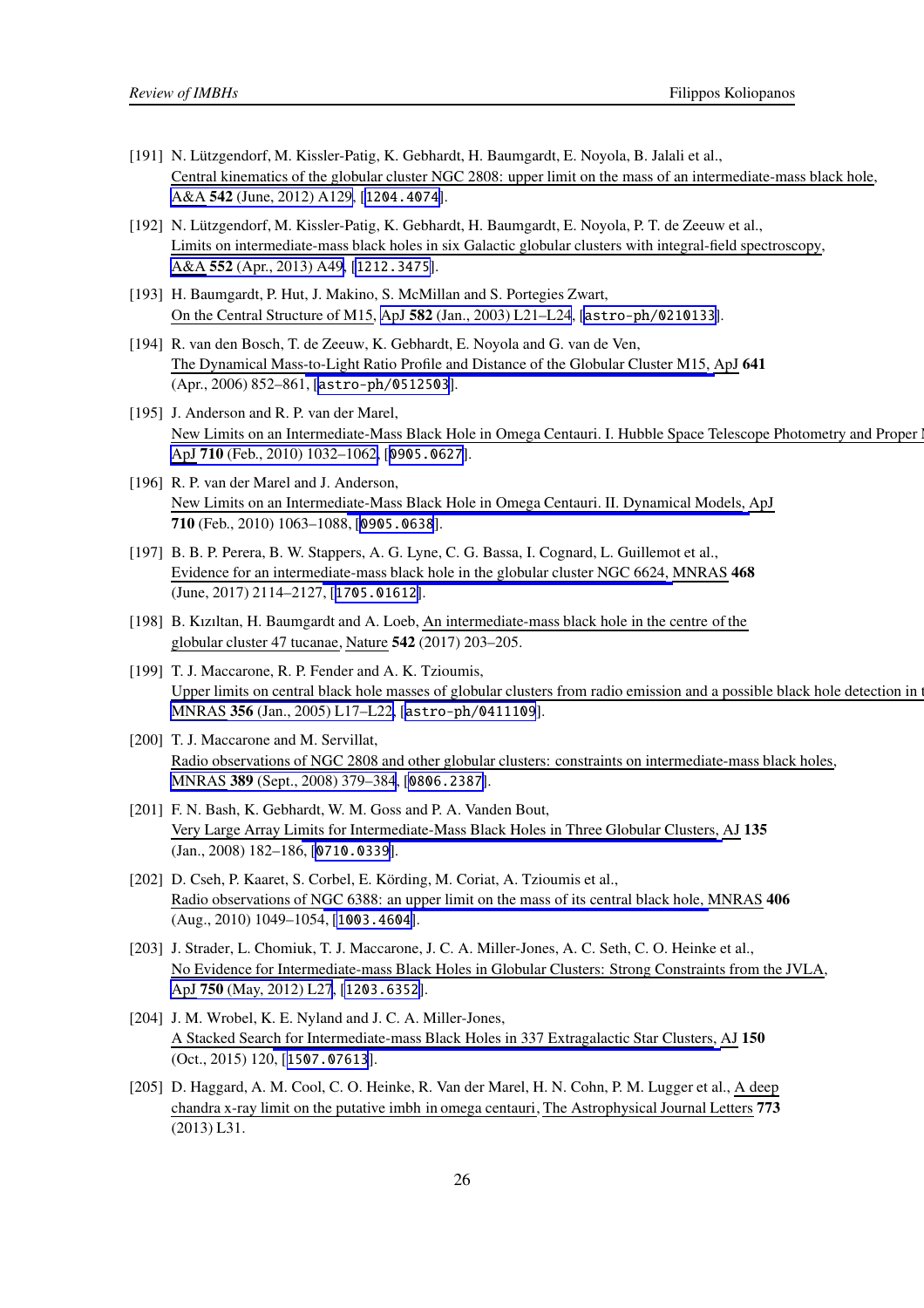[191] N. Lützgendorf, M. Kissler-Patig, K. Gebhardt, H. Baumgardt, E. Noyola, B. Jalali et al., Central kinematics of the globular cluster NGC 2808: upper limit on the mass of an intermediate-mass black hole, A&A **542** (June, 2012) A129, [1204.4074].

[192] N. Lützgendorf, M. Kissler-Patig, K. Gebhardt, H. Baumgardt, E. Noyola, P. T. de Zeeuw et al., Limits on intermediate-mass black holes in six Galactic globular clusters with integral-field spectroscopy, A&A **552** (Apr., 2013) A49, [1212.3475].

[193] H. Baumgardt, P. Hut, J. Makino, S. McMillan and S. Portegies Zwart, On the Central Structure of M15, ApJ **582** (Jan., 2003) L21–L24, [astro-ph/0210133].

[194] R. van den Bosch, T. de Zeeuw, K. Gebhardt, E. Noyola and G. van de Ven, The Dynamical Mass-to-Light Ratio Profile and Distance of the Globular Cluster M15, ApJ **641** (Apr., 2006) 852–861, [astro-ph/0512503].

[195] J. Anderson and R. P. van der Marel, New Limits on an Intermediate-Mass Black Hole in Omega Centauri. I. Hubble Space Telescope Photometry and Proper M ApJ **710** (Feb., 2010) 1032–1062, [0905.0627].

[196] R. P. van der Marel and J. Anderson, New Limits on an Intermediate-Mass Black Hole in Omega Centauri. II. Dynamical Models, ApJ **710** (Feb., 2010) 1063–1088, [0905.0638].

[197] B. B. P. Perera, B. W. Stappers, A. G. Lyne, C. G. Bassa, I. Cognard, L. Guillemot et al., Evidence for an intermediate-mass black hole in the globular cluster NGC 6624, MNRAS **468** (June, 2017) 2114–2127, [1705.01612].

[198] B. Kızıltan, H. Baumgardt and A. Loeb, An intermediate-mass black hole in the centre of the globular cluster 47 tucanae, Nature **542** (2017) 203–205.

[199] T. J. Maccarone, R. P. Fender and A. K. Tzioumis, Upper limits on central black hole masses of globular clusters from radio emission and a possible black hole detection in t MNRAS **356** (Jan., 2005) L17–L22, [astro-ph/0411109].

[200] T. J. Maccarone and M. Servillat, Radio observations of NGC 2808 and other globular clusters: constraints on intermediate-mass black holes, MNRAS **389** (Sept., 2008) 379–384, [0806.2387].

[201] F. N. Bash, K. Gebhardt, W. M. Goss and P. A. Vanden Bout, Very Large Array Limits for Intermediate-Mass Black Holes in Three Globular Clusters, AJ **135** (Jan., 2008) 182–186, [0710.0339].

[202] D. Cseh, P. Kaaret, S. Corbel, E. Körding, M. Coriat, A. Tzioumis et al., Radio observations of NGC 6388: an upper limit on the mass of its central black hole, MNRAS **406** (Aug., 2010) 1049–1054, [1003.4604].

[203] J. Strader, L. Chomiuk, T. J. Maccarone, J. C. A. Miller-Jones, A. C. Seth, C. O. Heinke et al., No Evidence for Intermediate-mass Black Holes in Globular Clusters: Strong Constraints from the JVLA, ApJ **750** (May, 2012) L27, [1203.6352].

[204] J. M. Wrobel, K. E. Nyland and J. C. A. Miller-Jones, A Stacked Search for Intermediate-mass Black Holes in 337 Extragalactic Star Clusters, AJ **150** (Oct., 2015) 120, [1507.07613].

[205] D. Haggard, A. M. Cool, C. O. Heinke, R. Van der Marel, H. N. Cohn, P. M. Lugger et al., A deep chandra x-ray limit on the putative imbh in omega centauri, The Astrophysical Journal Letters **773** (2013) L31.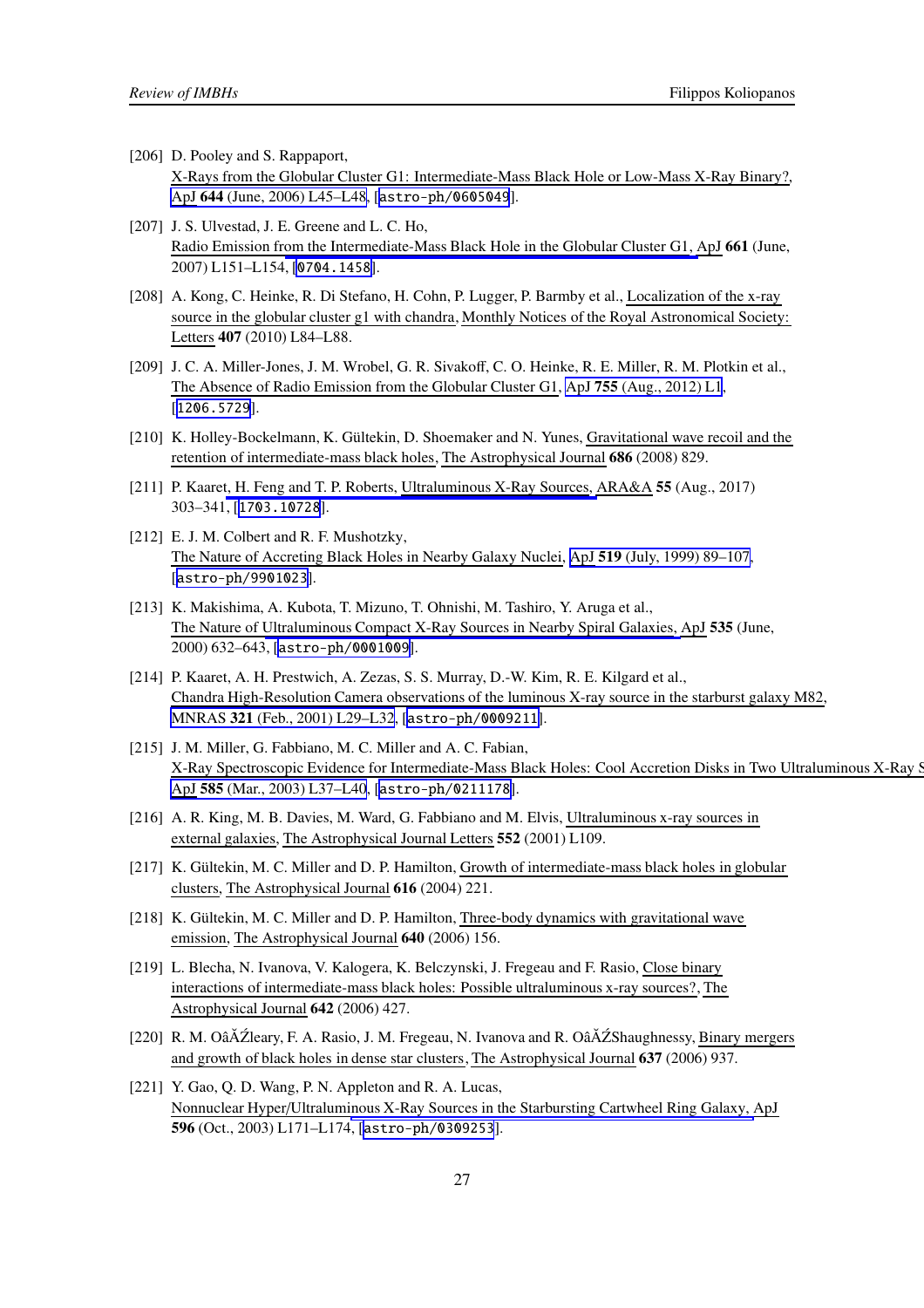[206] D. Pooley and S. Rappaport, X-Rays from the Globular Cluster G1: Intermediate-Mass Black Hole or Low-Mass X-Ray Binary?, ApJ **644** (June, 2006) L45–L48, [astro-ph/0605049].

[207] J. S. Ulvestad, J. E. Greene and L. C. Ho, Radio Emission from the Intermediate-Mass Black Hole in the Globular Cluster G1, ApJ **661** (June, 2007) L151–L154, [0704.1458].

[208] A. Kong, C. Heinke, R. Di Stefano, H. Cohn, P. Lugger, P. Barmby et al., Localization of the x-ray source in the globular cluster g1 with chandra, Monthly Notices of the Royal Astronomical Society: Letters **407** (2010) L84–L88.

[209] J. C. A. Miller-Jones, J. M. Wrobel, G. R. Sivakoff, C. O. Heinke, R. E. Miller, R. M. Plotkin et al., The Absence of Radio Emission from the Globular Cluster G1, ApJ **755** (Aug., 2012) L1, [1206.5729].

[210] K. Holley-Bockelmann, K. Gültekin, D. Shoemaker and N. Yunes, Gravitational wave recoil and the retention of intermediate-mass black holes, The Astrophysical Journal **686** (2008) 829.

[211] P. Kaaret, H. Feng and T. P. Roberts, Ultraluminous X-Ray Sources, ARA&A **55** (Aug., 2017) 303–341, [1703.10728].

[212] E. J. M. Colbert and R. F. Mushotzky, The Nature of Accreting Black Holes in Nearby Galaxy Nuclei, ApJ **519** (July, 1999) 89–107, [astro-ph/9901023].

[213] K. Makishima, A. Kubota, T. Mizuno, T. Ohnishi, M. Tashiro, Y. Aruga et al., The Nature of Ultraluminous Compact X-Ray Sources in Nearby Spiral Galaxies, ApJ **535** (June, 2000) 632–643, [astro-ph/0001009].

[214] P. Kaaret, A. H. Prestwich, A. Zezas, S. S. Murray, D.-W. Kim, R. E. Kilgard et al., Chandra High-Resolution Camera observations of the luminous X-ray source in the starburst galaxy M82, MNRAS **321** (Feb., 2001) L29–L32, [astro-ph/0009211].

[215] J. M. Miller, G. Fabbiano, M. C. Miller and A. C. Fabian, X-Ray Spectroscopic Evidence for Intermediate-Mass Black Holes: Cool Accretion Disks in Two Ultraluminous X-Ray S ApJ **585** (Mar., 2003) L37–L40, [astro-ph/0211178].

[216] A. R. King, M. B. Davies, M. Ward, G. Fabbiano and M. Elvis, Ultraluminous x-ray sources in external galaxies, The Astrophysical Journal Letters **552** (2001) L109.

[217] K. Gültekin, M. C. Miller and D. P. Hamilton, Growth of intermediate-mass black holes in globular clusters, The Astrophysical Journal **616** (2004) 221.

[218] K. Gültekin, M. C. Miller and D. P. Hamilton, Three-body dynamics with gravitational wave emission, The Astrophysical Journal **640** (2006) 156.

[219] L. Blecha, N. Ivanova, V. Kalogera, K. Belczynski, J. Fregeau and F. Rasio, Close binary interactions of intermediate-mass black holes: Possible ultraluminous x-ray sources?, The Astrophysical Journal **642** (2006) 427.

[220] R. M. OâĂŹleary, F. A. Rasio, J. M. Fregeau, N. Ivanova and R. OâĂŹShaughnessy, Binary mergers and growth of black holes in dense star clusters, The Astrophysical Journal **637** (2006) 937.

[221] Y. Gao, Q. D. Wang, P. N. Appleton and R. A. Lucas, Nonnuclear Hyper/Ultraluminous X-Ray Sources in the Starbursting Cartwheel Ring Galaxy, ApJ **596** (Oct., 2003) L171–L174, [astro-ph/0309253].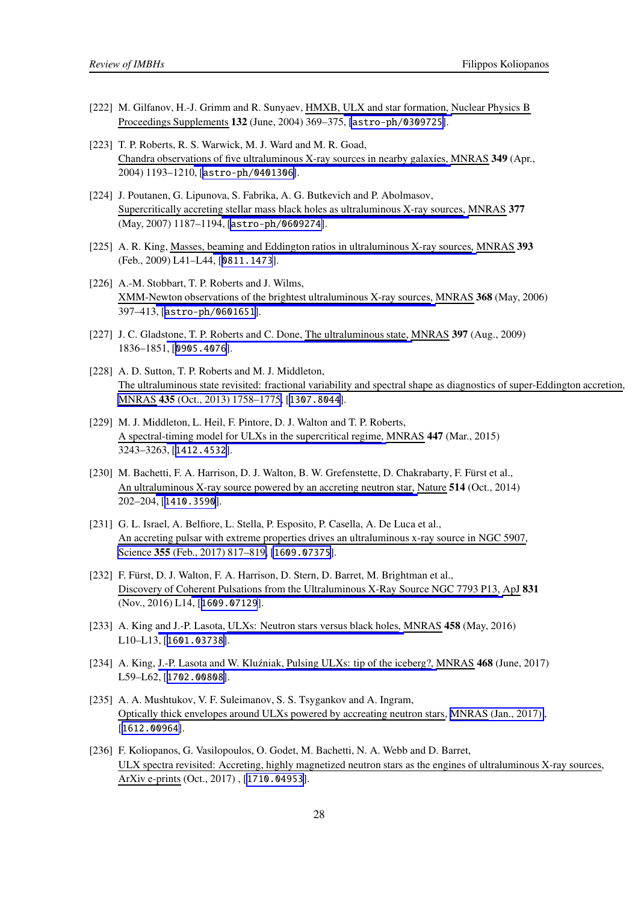[222] M. Gilfanov, H.-J. Grimm and R. Sunyaev, HMXB, ULX and star formation, Nuclear Physics B Proceedings Supplements **132** (June, 2004) 369–375, [astro-ph/0309725].

[223] T. P. Roberts, R. S. Warwick, M. J. Ward and M. R. Goad, Chandra observations of five ultraluminous X-ray sources in nearby galaxies, MNRAS **349** (Apr., 2004) 1193–1210, [astro-ph/0401306].

[224] J. Poutanen, G. Lipunova, S. Fabrika, A. G. Butkevich and P. Abolmasov, Supercritically accreting stellar mass black holes as ultraluminous X-ray sources, MNRAS **377** (May, 2007) 1187–1194, [astro-ph/0609274].

[225] A. R. King, Masses, beaming and Eddington ratios in ultraluminous X-ray sources, MNRAS **393** (Feb., 2009) L41–L44, [0811.1473].

[226] A.-M. Stobbart, T. P. Roberts and J. Wilms, XMM-Newton observations of the brightest ultraluminous X-ray sources, MNRAS **368** (May, 2006) 397–413, [astro-ph/0601651].

[227] J. C. Gladstone, T. P. Roberts and C. Done, The ultraluminous state, MNRAS **397** (Aug., 2009) 1836–1851, [0905.4076].

[228] A. D. Sutton, T. P. Roberts and M. J. Middleton, The ultraluminous state revisited: fractional variability and spectral shape as diagnostics of super-Eddington accretion, MNRAS **435** (Oct., 2013) 1758–1775, [1307.8044].

[229] M. J. Middleton, L. Heil, F. Pintore, D. J. Walton and T. P. Roberts, A spectral-timing model for ULXs in the supercritical regime, MNRAS **447** (Mar., 2015) 3243–3263, [1412.4532].

[230] M. Bachetti, F. A. Harrison, D. J. Walton, B. W. Grefenstette, D. Chakrabarty, F. Fürst et al., An ultraluminous X-ray source powered by an accreting neutron star, Nature **514** (Oct., 2014) 202–204, [1410.3590].

[231] G. L. Israel, A. Belfiore, L. Stella, P. Esposito, P. Casella, A. De Luca et al., An accreting pulsar with extreme properties drives an ultraluminous x-ray source in NGC 5907, Science **355** (Feb., 2017) 817–819, [1609.07375].

[232] F. Fürst, D. J. Walton, F. A. Harrison, D. Stern, D. Barret, M. Brightman et al., Discovery of Coherent Pulsations from the Ultraluminous X-Ray Source NGC 7793 P13, ApJ **831** (Nov., 2016) L14, [1609.07129].

[233] A. King and J.-P. Lasota, ULXs: Neutron stars versus black holes, MNRAS **458** (May, 2016) L10–L13, [1601.03738].

[234] A. King, J.-P. Lasota and W. Kluźniak, Pulsing ULXs: tip of the iceberg?, MNRAS **468** (June, 2017) L59–L62, [1702.00808].

[235] A. A. Mushtukov, V. F. Suleimanov, S. S. Tsygankov and A. Ingram, Optically thick envelopes around ULXs powered by accreating neutron stars, MNRAS (Jan., 2017), [1612.00964].

[236] F. Koliopanos, G. Vasilopoulos, O. Godet, M. Bachetti, N. A. Webb and D. Barret, ULX spectra revisited: Accreting, highly magnetized neutron stars as the engines of ultraluminous X-ray sources, ArXiv e-prints (Oct., 2017) , [1710.04953].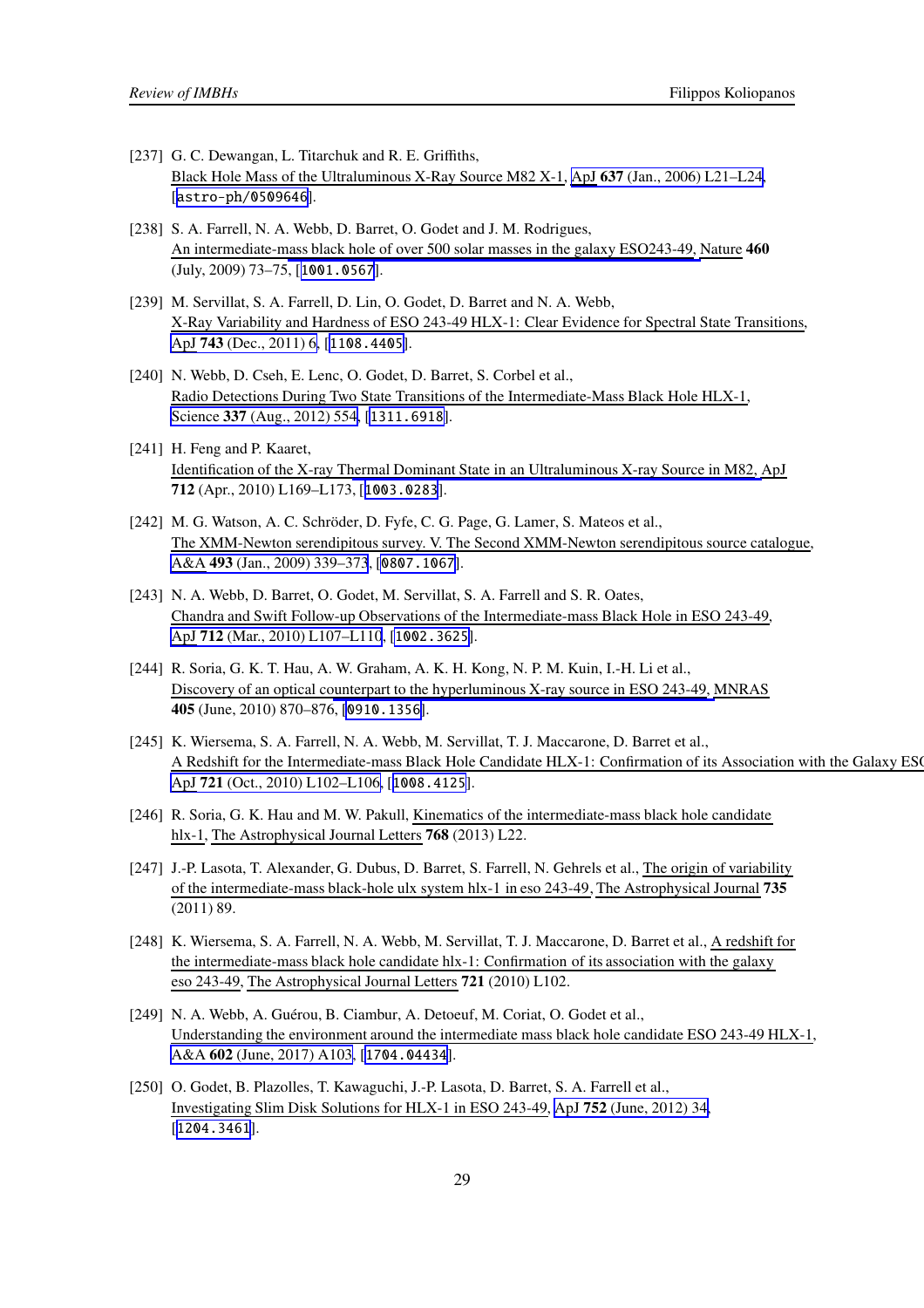[237] G. C. Dewangan, L. Titarchuk and R. E. Griffiths, Black Hole Mass of the Ultraluminous X-Ray Source M82 X-1, ApJ **637** (Jan., 2006) L21–L24, [astro-ph/0509646].

[238] S. A. Farrell, N. A. Webb, D. Barret, O. Godet and J. M. Rodrigues, An intermediate-mass black hole of over 500 solar masses in the galaxy ESO243-49, Nature **460** (July, 2009) 73–75, [1001.0567].

[239] M. Servillat, S. A. Farrell, D. Lin, O. Godet, D. Barret and N. A. Webb, X-Ray Variability and Hardness of ESO 243-49 HLX-1: Clear Evidence for Spectral State Transitions, ApJ **743** (Dec., 2011) 6, [1108.4405].

[240] N. Webb, D. Cseh, E. Lenc, O. Godet, D. Barret, S. Corbel et al., Radio Detections During Two State Transitions of the Intermediate-Mass Black Hole HLX-1, Science **337** (Aug., 2012) 554, [1311.6918].

[241] H. Feng and P. Kaaret, Identification of the X-ray Thermal Dominant State in an Ultraluminous X-ray Source in M82, ApJ **712** (Apr., 2010) L169–L173, [1003.0283].

[242] M. G. Watson, A. C. Schröder, D. Fyfe, C. G. Page, G. Lamer, S. Mateos et al., The XMM-Newton serendipitous survey. V. The Second XMM-Newton serendipitous source catalogue, A&A **493** (Jan., 2009) 339–373, [0807.1067].

[243] N. A. Webb, D. Barret, O. Godet, M. Servillat, S. A. Farrell and S. R. Oates, Chandra and Swift Follow-up Observations of the Intermediate-mass Black Hole in ESO 243-49, ApJ **712** (Mar., 2010) L107–L110, [1002.3625].

[244] R. Soria, G. K. T. Hau, A. W. Graham, A. K. H. Kong, N. P. M. Kuin, I.-H. Li et al., Discovery of an optical counterpart to the hyperluminous X-ray source in ESO 243-49, MNRAS **405** (June, 2010) 870–876, [0910.1356].

[245] K. Wiersema, S. A. Farrell, N. A. Webb, M. Servillat, T. J. Maccarone, D. Barret et al., A Redshift for the Intermediate-mass Black Hole Candidate HLX-1: Confirmation of its Association with the Galaxy ESO ApJ **721** (Oct., 2010) L102–L106, [1008.4125].

[246] R. Soria, G. K. Hau and M. W. Pakull, Kinematics of the intermediate-mass black hole candidate hlx-1, The Astrophysical Journal Letters **768** (2013) L22.

[247] J.-P. Lasota, T. Alexander, G. Dubus, D. Barret, S. Farrell, N. Gehrels et al., The origin of variability of the intermediate-mass black-hole ulx system hlx-1 in eso 243-49, The Astrophysical Journal **735** (2011) 89.

[248] K. Wiersema, S. A. Farrell, N. A. Webb, M. Servillat, T. J. Maccarone, D. Barret et al., A redshift for the intermediate-mass black hole candidate hlx-1: Confirmation of its association with the galaxy eso 243-49, The Astrophysical Journal Letters **721** (2010) L102.

[249] N. A. Webb, A. Guérou, B. Ciambur, A. Detoeuf, M. Coriat, O. Godet et al., Understanding the environment around the intermediate mass black hole candidate ESO 243-49 HLX-1, A&A **602** (June, 2017) A103, [1704.04434].

[250] O. Godet, B. Plazolles, T. Kawaguchi, J.-P. Lasota, D. Barret, S. A. Farrell et al., Investigating Slim Disk Solutions for HLX-1 in ESO 243-49, ApJ **752** (June, 2012) 34, [1204.3461].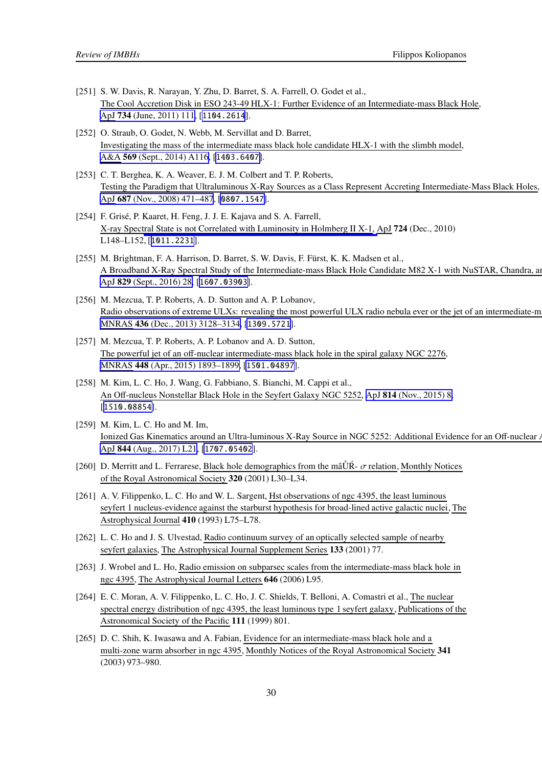[251] S. W. Davis, R. Narayan, Y. Zhu, D. Barret, S. A. Farrell, O. Godet et al., The Cool Accretion Disk in ESO 243-49 HLX-1: Further Evidence of an Intermediate-mass Black Hole, ApJ **734** (June, 2011) 111, [1104.2614].

[252] O. Straub, O. Godet, N. Webb, M. Servillat and D. Barret, Investigating the mass of the intermediate mass black hole candidate HLX-1 with the slimbh model, A&A **569** (Sept., 2014) A116, [1403.6407].

[253] C. T. Berghea, K. A. Weaver, E. J. M. Colbert and T. P. Roberts, Testing the Paradigm that Ultraluminous X-Ray Sources as a Class Represent Accreting Intermediate-Mass Black Holes, ApJ **687** (Nov., 2008) 471–487, [0807.1547].

[254] F. Grisé, P. Kaaret, H. Feng, J. J. E. Kajava and S. A. Farrell, X-ray Spectral State is not Correlated with Luminosity in Holmberg II X-1, ApJ **724** (Dec., 2010) L148–L152, [1011.2231].

[255] M. Brightman, F. A. Harrison, D. Barret, S. W. Davis, F. Fürst, K. K. Madsen et al., A Broadband X-Ray Spectral Study of the Intermediate-mass Black Hole Candidate M82 X-1 with NuSTAR, Chandra, ar ApJ **829** (Sept., 2016) 28, [1607.03903].

[256] M. Mezcua, T. P. Roberts, A. D. Sutton and A. P. Lobanov, Radio observations of extreme ULXs: revealing the most powerful ULX radio nebula ever or the jet of an intermediate-ma MNRAS **436** (Dec., 2013) 3128–3134, [1309.5721].

[257] M. Mezcua, T. P. Roberts, A. P. Lobanov and A. D. Sutton, The powerful jet of an off-nuclear intermediate-mass black hole in the spiral galaxy NGC 2276, MNRAS **448** (Apr., 2015) 1893–1899, [1501.04897].

[258] M. Kim, L. C. Ho, J. Wang, G. Fabbiano, S. Bianchi, M. Cappi et al., An Off-nucleus Nonstellar Black Hole in the Seyfert Galaxy NGC 5252, ApJ **814** (Nov., 2015) 8, [1510.08854].

[259] M. Kim, L. C. Ho and M. Im, Ionized Gas Kinematics around an Ultra-luminous X-Ray Source in NGC 5252: Additional Evidence for an Off-nuclear A ApJ **844** (Aug., 2017) L21, [1707.05402].

[260] D. Merritt and L. Ferrarese, Black hole demographics from the mâŮŔ- $\sigma$ relation, Monthly Notices of the Royal Astronomical Society **320** (2001) L30–L34.

[261] A. V. Filippenko, L. C. Ho and W. L. Sargent, Hst observations of ngc 4395, the least luminous seyfert 1 nucleus-evidence against the starburst hypothesis for broad-lined active galactic nuclei, The Astrophysical Journal **410** (1993) L75–L78.

[262] L. C. Ho and J. S. Ulvestad, Radio continuum survey of an optically selected sample of nearby seyfert galaxies, The Astrophysical Journal Supplement Series **133** (2001) 77.

[263] J. Wrobel and L. Ho, Radio emission on subparsec scales from the intermediate-mass black hole in ngc 4395, The Astrophysical Journal Letters **646** (2006) L95.

[264] E. C. Moran, A. V. Filippenko, L. C. Ho, J. C. Shields, T. Belloni, A. Comastri et al., The nuclear spectral energy distribution of ngc 4395, the least luminous type 1 seyfert galaxy, Publications of the Astronomical Society of the Pacific **111** (1999) 801.

[265] D. C. Shih, K. Iwasawa and A. Fabian, Evidence for an intermediate-mass black hole and a multi-zone warm absorber in ngc 4395, Monthly Notices of the Royal Astronomical Society **341** (2003) 973–980.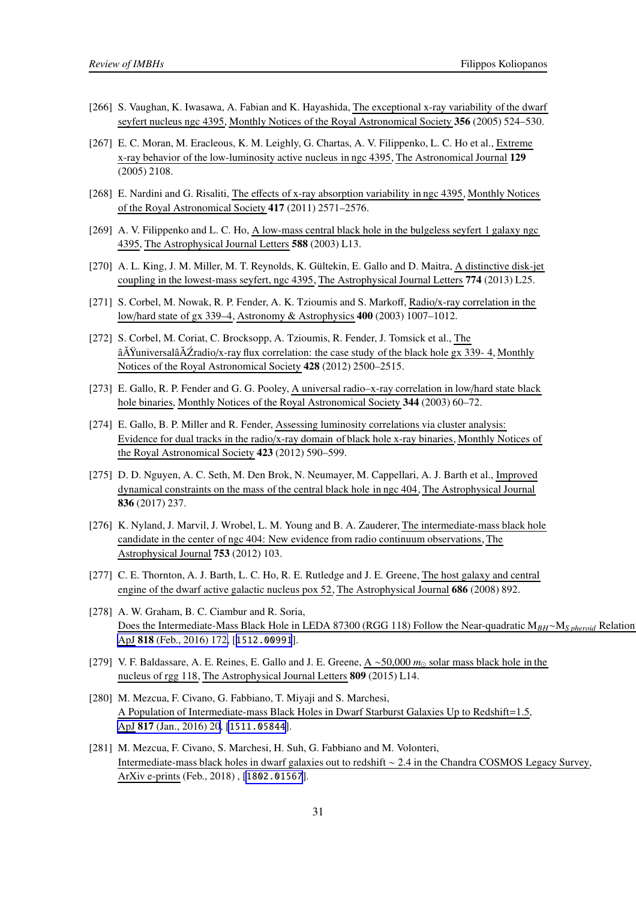[266] S. Vaughan, K. Iwasawa, A. Fabian and K. Hayashida, The exceptional x-ray variability of the dwarf seyfert nucleus ngc 4395, Monthly Notices of the Royal Astronomical Society **356** (2005) 524–530.

[267] E. C. Moran, M. Eracleous, K. M. Leighly, G. Chartas, A. V. Filippenko, L. C. Ho et al., Extreme x-ray behavior of the low-luminosity active nucleus in ngc 4395, The Astronomical Journal **129** (2005) 2108.

[268] E. Nardini and G. Risaliti, The effects of x-ray absorption variability in ngc 4395, Monthly Notices of the Royal Astronomical Society **417** (2011) 2571–2576.

[269] A. V. Filippenko and L. C. Ho, A low-mass central black hole in the bulgeless seyfert 1 galaxy ngc 4395, The Astrophysical Journal Letters **588** (2003) L13.

[270] A. L. King, J. M. Miller, M. T. Reynolds, K. Gültekin, E. Gallo and D. Maitra, A distinctive disk-jet coupling in the lowest-mass seyfert, ngc 4395, The Astrophysical Journal Letters **774** (2013) L25.

[271] S. Corbel, M. Nowak, R. P. Fender, A. K. Tzioumis and S. Markoff, Radio/x-ray correlation in the low/hard state of gx 339–4, Astronomy & Astrophysics **400** (2003) 1007–1012.

[272] S. Corbel, M. Coriat, C. Brocksopp, A. Tzioumis, R. Fender, J. Tomsick et al., The âĂŸuniversalâĂŹradio/x-ray flux correlation: the case study of the black hole gx 339- 4, Monthly Notices of the Royal Astronomical Society **428** (2012) 2500–2515.

[273] E. Gallo, R. P. Fender and G. G. Pooley, A universal radio–x-ray correlation in low/hard state black hole binaries, Monthly Notices of the Royal Astronomical Society **344** (2003) 60–72.

[274] E. Gallo, B. P. Miller and R. Fender, Assessing luminosity correlations via cluster analysis: Evidence for dual tracks in the radio/x-ray domain of black hole x-ray binaries, Monthly Notices of the Royal Astronomical Society **423** (2012) 590–599.

[275] D. D. Nguyen, A. C. Seth, M. Den Brok, N. Neumayer, M. Cappellari, A. J. Barth et al., Improved dynamical constraints on the mass of the central black hole in ngc 404, The Astrophysical Journal **836** (2017) 237.

[276] K. Nyland, J. Marvil, J. Wrobel, L. M. Young and B. A. Zauderer, The intermediate-mass black hole candidate in the center of ngc 404: New evidence from radio continuum observations, The Astrophysical Journal **753** (2012) 103.

[277] C. E. Thornton, A. J. Barth, L. C. Ho, R. E. Rutledge and J. E. Greene, The host galaxy and central engine of the dwarf active galactic nucleus pox 52, The Astrophysical Journal **686** (2008) 892.

[278] A. W. Graham, B. C. Ciambur and R. Soria, Does the Intermediate-Mass Black Hole in LEDA 87300 (RGG 118) Follow the Near-quadratic $M_{BH}$~$M_{Spheroid}$ Relation ApJ **818** (Feb., 2016) 172, [1512.00991].

[279] V. F. Baldassare, A. E. Reines, E. Gallo and J. E. Greene, A ~50,000 $m_{\odot}$ solar mass black hole in the nucleus of rgg 118, The Astrophysical Journal Letters **809** (2015) L14.

[280] M. Mezcua, F. Civano, G. Fabbiano, T. Miyaji and S. Marchesi, A Population of Intermediate-mass Black Holes in Dwarf Starburst Galaxies Up to Redshift=1.5, ApJ **817** (Jan., 2016) 20, [1511.05844].

[281] M. Mezcua, F. Civano, S. Marchesi, H. Suh, G. Fabbiano and M. Volonteri, Intermediate-mass black holes in dwarf galaxies out to redshift ~ 2.4 in the Chandra COSMOS Legacy Survey, ArXiv e-prints (Feb., 2018) , [1802.01567].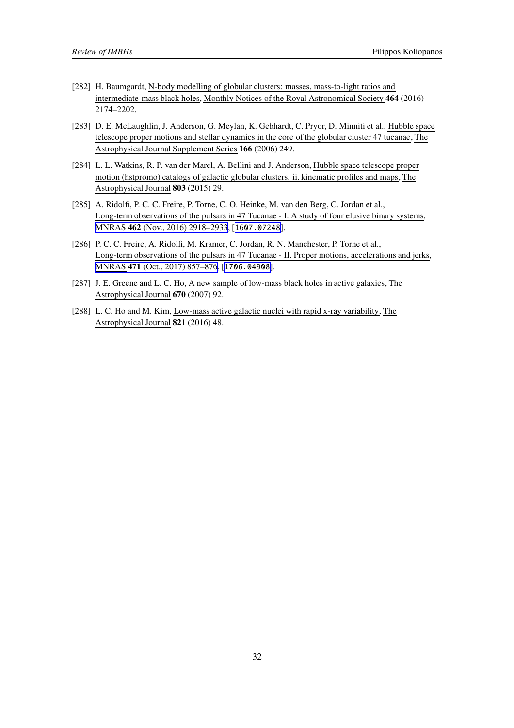[282] H. Baumgardt, N-body modelling of globular clusters: masses, mass-to-light ratios and intermediate-mass black holes, Monthly Notices of the Royal Astronomical Society **464** (2016) 2174–2202.

[283] D. E. McLaughlin, J. Anderson, G. Meylan, K. Gebhardt, C. Pryor, D. Minniti et al., Hubble space telescope proper motions and stellar dynamics in the core of the globular cluster 47 tucanae, The Astrophysical Journal Supplement Series **166** (2006) 249.

[284] L. L. Watkins, R. P. van der Marel, A. Bellini and J. Anderson, Hubble space telescope proper motion (hstpromo) catalogs of galactic globular clusters. ii. kinematic profiles and maps, The Astrophysical Journal **803** (2015) 29.

[285] A. Ridolfi, P. C. C. Freire, P. Torne, C. O. Heinke, M. van den Berg, C. Jordan et al., Long-term observations of the pulsars in 47 Tucanae - I. A study of four elusive binary systems, MNRAS **462** (Nov., 2016) 2918–2933, [1607.07248].

[286] P. C. C. Freire, A. Ridolfi, M. Kramer, C. Jordan, R. N. Manchester, P. Torne et al., Long-term observations of the pulsars in 47 Tucanae - II. Proper motions, accelerations and jerks, MNRAS **471** (Oct., 2017) 857–876, [1706.04908].

[287] J. E. Greene and L. C. Ho, A new sample of low-mass black holes in active galaxies, The Astrophysical Journal **670** (2007) 92.

[288] L. C. Ho and M. Kim, Low-mass active galactic nuclei with rapid x-ray variability, The Astrophysical Journal **821** (2016) 48.